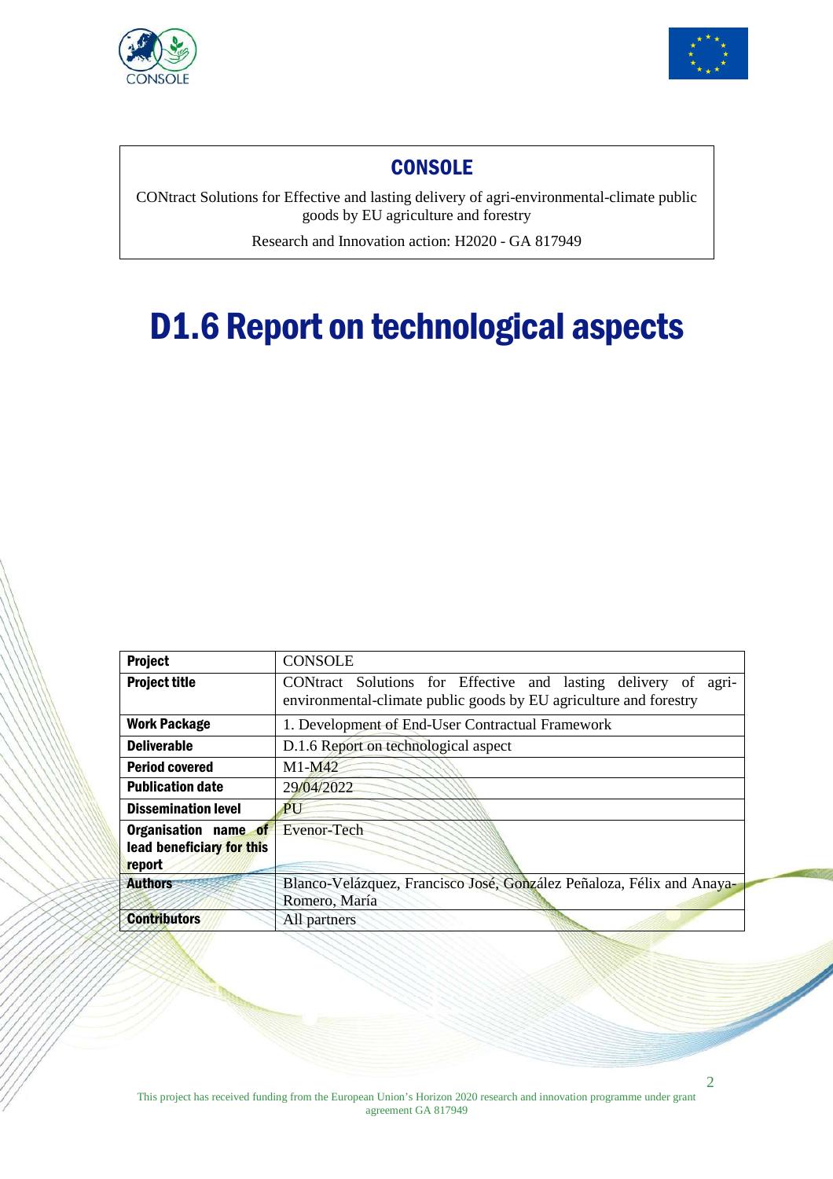## CONSOLE

CONtract Solutions for Effective and lasting delivery of agri-environmental-climate public goods by EU agriculture and forestry

Research and Innovation action: H2020 - GA 817949

# D1.6 Report on technological aspects

| **Project** | CONSOLE |
|---|---|
| **Project title** | CONtract Solutions for Effective and lasting delivery of agri-environmental-climate public goods by EU agriculture and forestry |
| **Work Package** | 1. Development of End-User Contractual Framework |
| **Deliverable** | D.1.6 Report on technological aspect |
| **Period covered** | M1-M42 |
| **Publication date** | 29/04/2022 |
| **Dissemination level** | PU |
| **Organisation name of lead beneficiary for this report** | Evenor-Tech |
| **Authors** | Blanco-Velázquez, Francisco José, González Peñaloza, Félix and Anaya-Romero, María |
| **Contributors** | All partners |

This project has received funding from the European Union's Horizon 2020 research and innovation programme under grant agreement GA 817949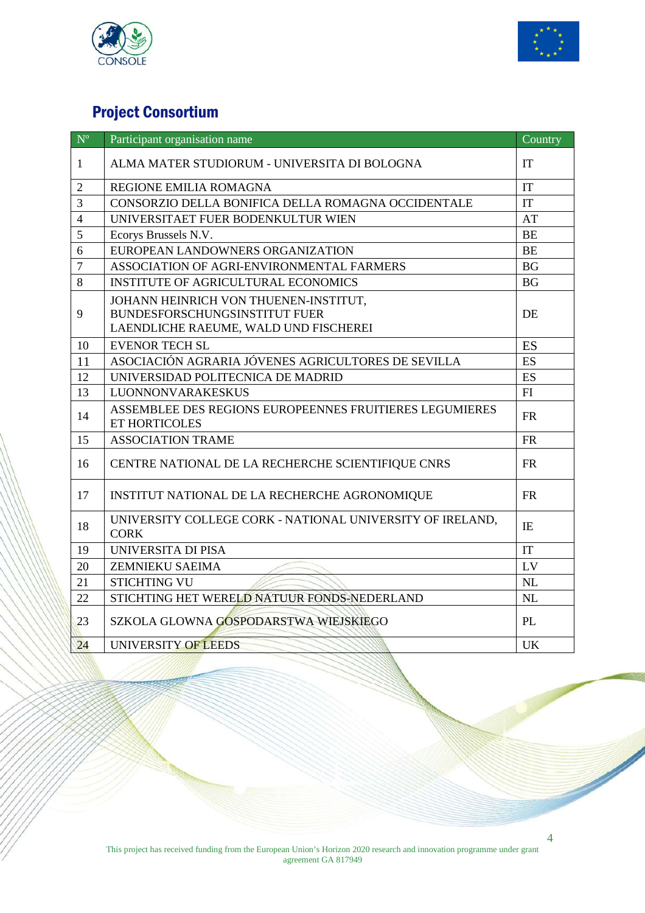## Project Consortium

| N° | Participant organisation name | Country |
|---|---|---|
| 1 | ALMA MATER STUDIORUM - UNIVERSITA DI BOLOGNA | IT |
| 2 | REGIONE EMILIA ROMAGNA | IT |
| 3 | CONSORZIO DELLA BONIFICA DELLA ROMAGNA OCCIDENTALE | IT |
| 4 | UNIVERSITAET FUER BODENKULTUR WIEN | AT |
| 5 | Ecorys Brussels N.V. | BE |
| 6 | EUROPEAN LANDOWNERS ORGANIZATION | BE |
| 7 | ASSOCIATION OF AGRI-ENVIRONMENTAL FARMERS | BG |
| 8 | INSTITUTE OF AGRICULTURAL ECONOMICS | BG |
| 9 | JOHANN HEINRICH VON THUENEN-INSTITUT, BUNDESFORSCHUNGSINSTITUT FUER LAENDLICHE RAEUME, WALD UND FISCHEREI | DE |
| 10 | EVENOR TECH SL | ES |
| 11 | ASOCIACIÓN AGRARIA JÓVENES AGRICULTORES DE SEVILLA | ES |
| 12 | UNIVERSIDAD POLITECNICA DE MADRID | ES |
| 13 | LUONNONVARAKESKUS | FI |
| 14 | ASSEMBLEE DES REGIONS EUROPEENNES FRUITIERES LEGUMIERES ET HORTICOLES | FR |
| 15 | ASSOCIATION TRAME | FR |
| 16 | CENTRE NATIONAL DE LA RECHERCHE SCIENTIFIQUE CNRS | FR |
| 17 | INSTITUT NATIONAL DE LA RECHERCHE AGRONOMIQUE | FR |
| 18 | UNIVERSITY COLLEGE CORK - NATIONAL UNIVERSITY OF IRELAND, CORK | IE |
| 19 | UNIVERSITA DI PISA | IT |
| 20 | ZEMNIEKU SAEIMA | LV |
| 21 | STICHTING VU | NL |
| 22 | STICHTING HET WERELD NATUUR FONDS-NEDERLAND | NL |
| 23 | SZKOLA GLOWNA GOSPODARSTWA WIEJSKIEGO | PL |
| 24 | UNIVERSITY OF LEEDS | UK |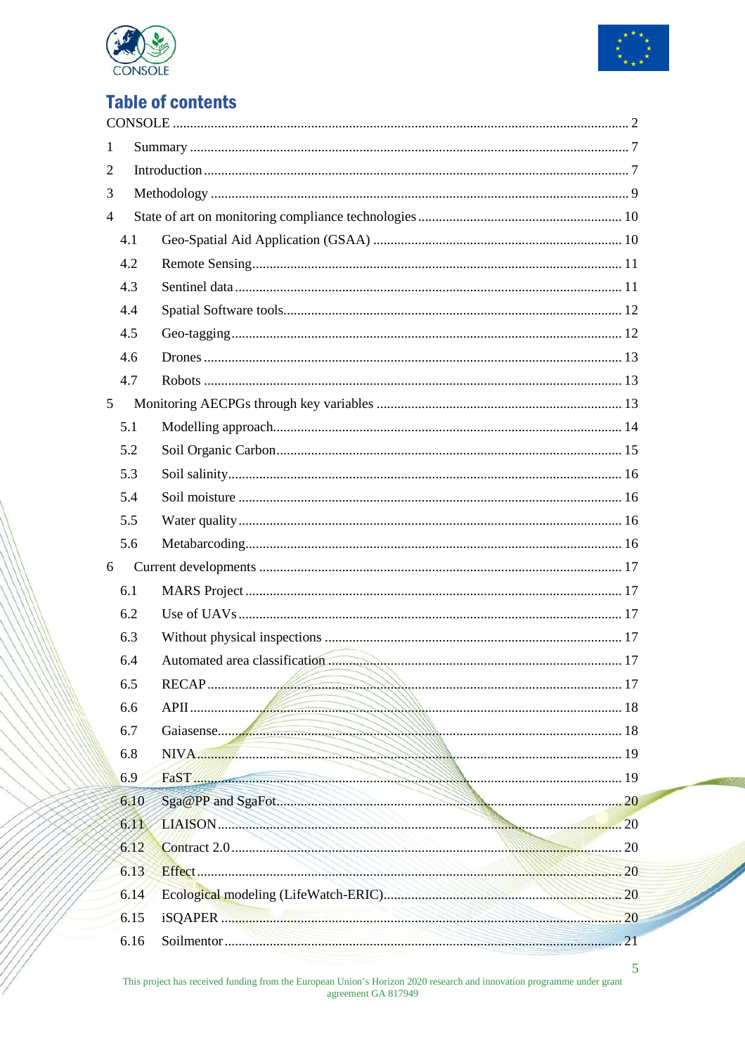# Table of contents

CONSOLE .......... 2

1 Summary .......... 7

2 Introduction .......... 7

3 Methodology .......... 9

4 State of art on monitoring compliance technologies .......... 10

- 4.1 Geo-Spatial Aid Application (GSAA) .......... 10
- 4.2 Remote Sensing .......... 11
- 4.3 Sentinel data .......... 11
- 4.4 Spatial Software tools .......... 12
- 4.5 Geo-tagging .......... 12
- 4.6 Drones .......... 13
- 4.7 Robots .......... 13

5 Monitoring AECPGs through key variables .......... 13

- 5.1 Modelling approach .......... 14
- 5.2 Soil Organic Carbon .......... 15
- 5.3 Soil salinity .......... 16
- 5.4 Soil moisture .......... 16
- 5.5 Water quality .......... 16
- 5.6 Metabarcoding .......... 16

6 Current developments .......... 17

- 6.1 MARS Project .......... 17
- 6.2 Use of UAVs .......... 17
- 6.3 Without physical inspections .......... 17
- 6.4 Automated area classification .......... 17
- 6.5 RECAP .......... 17
- 6.6 APII .......... 18
- 6.7 Gaiasense .......... 18
- 6.8 NIVA .......... 19
- 6.9 FaST .......... 19
- 6.10 Sga@PP and SgaFot .......... 20
- 6.11 LIAISON .......... 20
- 6.12 Contract 2.0 .......... 20
- 6.13 Effect .......... 20
- 6.14 Ecological modeling (LifeWatch-ERIC) .......... 20
- 6.15 iSQAPER .......... 20
- 6.16 Soilmentor .......... 21

This project has received funding from the European Union's Horizon 2020 research and innovation programme under grant agreement GA 817949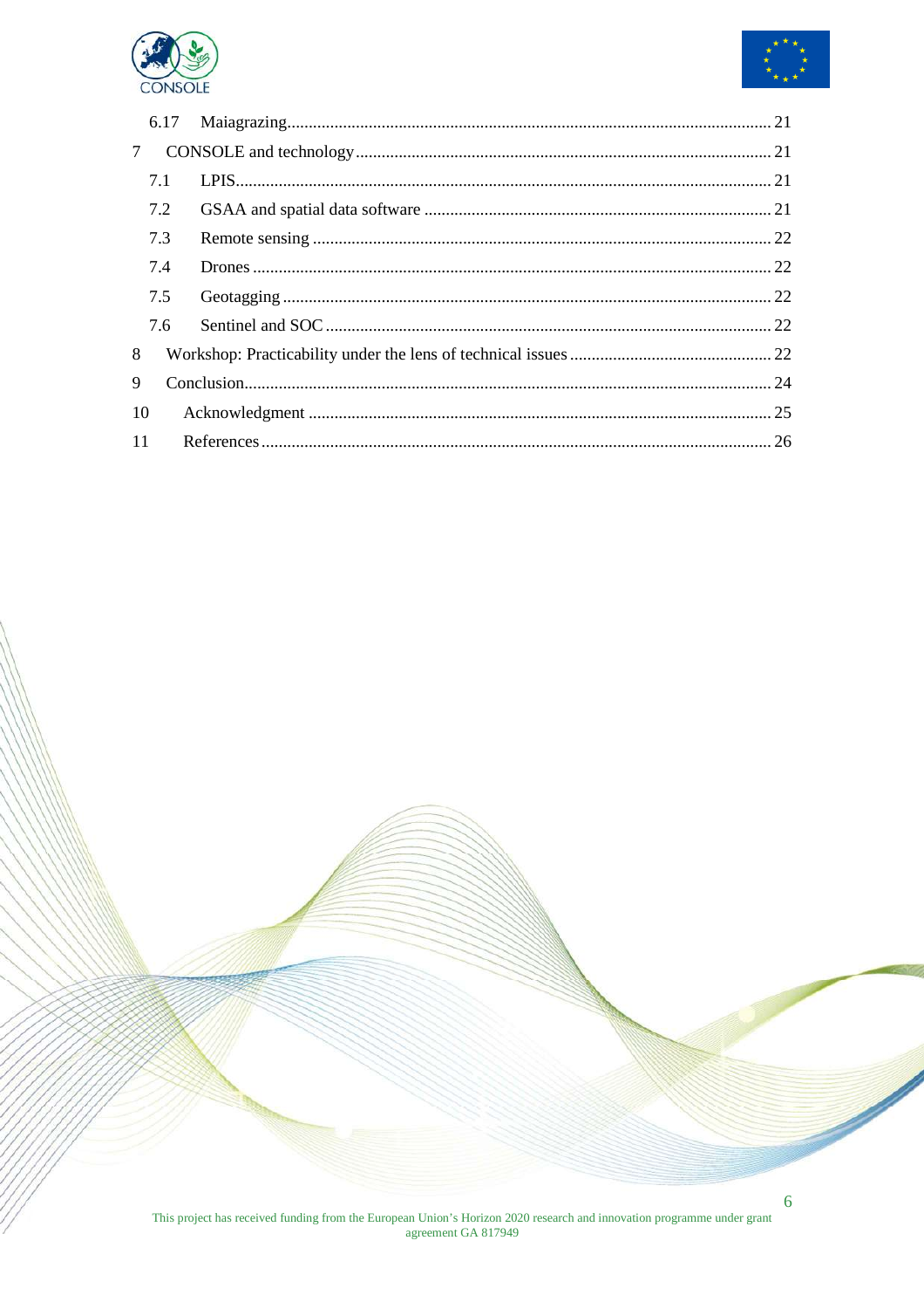6.17 Maiagrazing ........................................................................................................ 21

7 CONSOLE and technology ........................................................................................ 21

7.1 LPIS ........................................................................................................................ 21

7.2 GSAA and spatial data software ............................................................................. 21

7.3 Remote sensing ....................................................................................................... 22

7.4 Drones ..................................................................................................................... 22

7.5 Geotagging .............................................................................................................. 22

7.6 Sentinel and SOC .................................................................................................... 22

8 Workshop: Practicability under the lens of technical issues ....................................... 22

9 Conclusion ................................................................................................................... 24

10 Acknowledgment ....................................................................................................... 25

11 References ................................................................................................................. 26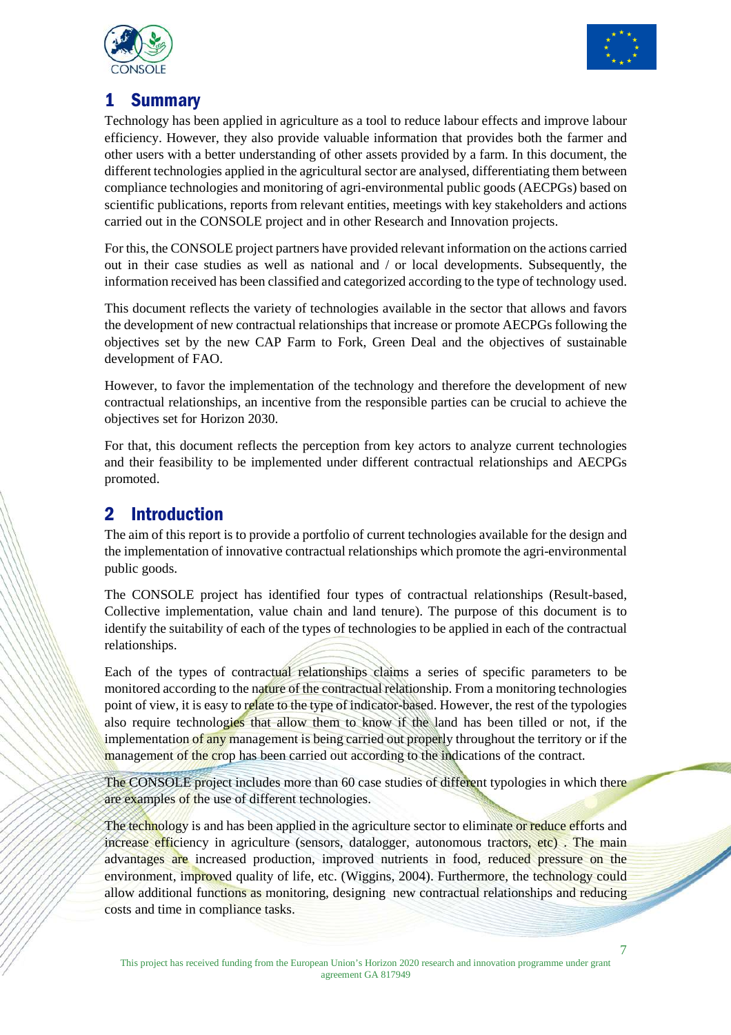# 1 Summary

Technology has been applied in agriculture as a tool to reduce labour effects and improve labour efficiency. However, they also provide valuable information that provides both the farmer and other users with a better understanding of other assets provided by a farm. In this document, the different technologies applied in the agricultural sector are analysed, differentiating them between compliance technologies and monitoring of agri-environmental public goods (AECPGs) based on scientific publications, reports from relevant entities, meetings with key stakeholders and actions carried out in the CONSOLE project and in other Research and Innovation projects.

For this, the CONSOLE project partners have provided relevant information on the actions carried out in their case studies as well as national and / or local developments. Subsequently, the information received has been classified and categorized according to the type of technology used.

This document reflects the variety of technologies available in the sector that allows and favors the development of new contractual relationships that increase or promote AECPGs following the objectives set by the new CAP Farm to Fork, Green Deal and the objectives of sustainable development of FAO.

However, to favor the implementation of the technology and therefore the development of new contractual relationships, an incentive from the responsible parties can be crucial to achieve the objectives set for Horizon 2030.

For that, this document reflects the perception from key actors to analyze current technologies and their feasibility to be implemented under different contractual relationships and AECPGs promoted.

# 2 Introduction

The aim of this report is to provide a portfolio of current technologies available for the design and the implementation of innovative contractual relationships which promote the agri-environmental public goods.

The CONSOLE project has identified four types of contractual relationships (Result-based, Collective implementation, value chain and land tenure). The purpose of this document is to identify the suitability of each of the types of technologies to be applied in each of the contractual relationships.

Each of the types of contractual relationships claims a series of specific parameters to be monitored according to the nature of the contractual relationship. From a monitoring technologies point of view, it is easy to relate to the type of indicator-based. However, the rest of the typologies also require technologies that allow them to know if the land has been tilled or not, if the implementation of any management is being carried out properly throughout the territory or if the management of the crop has been carried out according to the indications of the contract.

The CONSOLE project includes more than 60 case studies of different typologies in which there are examples of the use of different technologies.

The technology is and has been applied in the agriculture sector to eliminate or reduce efforts and increase efficiency in agriculture (sensors, datalogger, autonomous tractors, etc) . The main advantages are increased production, improved nutrients in food, reduced pressure on the environment, improved quality of life, etc. (Wiggins, 2004). Furthermore, the technology could allow additional functions as monitoring, designing new contractual relationships and reducing costs and time in compliance tasks.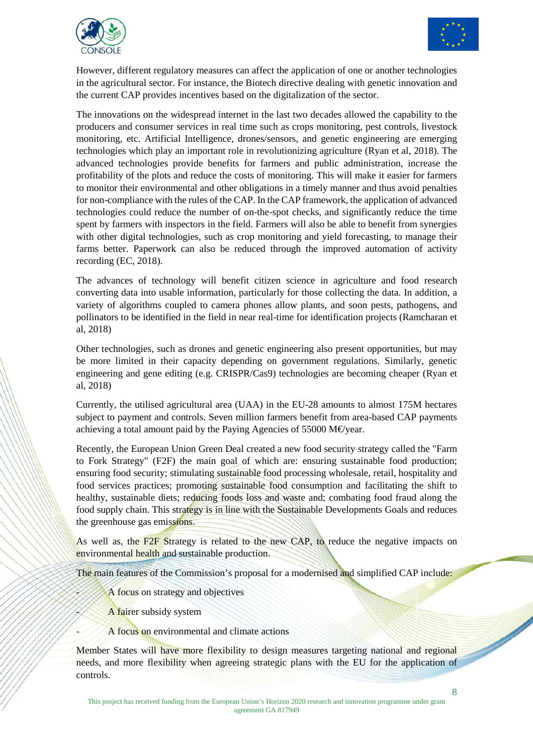However, different regulatory measures can affect the application of one or another technologies in the agricultural sector. For instance, the Biotech directive dealing with genetic innovation and the current CAP provides incentives based on the digitalization of the sector.

The innovations on the widespread internet in the last two decades allowed the capability to the producers and consumer services in real time such as crops monitoring, pest controls, livestock monitoring, etc. Artificial Intelligence, drones/sensors, and genetic engineering are emerging technologies which play an important role in revolutionizing agriculture (Ryan et al, 2018). The advanced technologies provide benefits for farmers and public administration, increase the profitability of the plots and reduce the costs of monitoring. This will make it easier for farmers to monitor their environmental and other obligations in a timely manner and thus avoid penalties for non-compliance with the rules of the CAP. In the CAP framework, the application of advanced technologies could reduce the number of on-the-spot checks, and significantly reduce the time spent by farmers with inspectors in the field. Farmers will also be able to benefit from synergies with other digital technologies, such as crop monitoring and yield forecasting, to manage their farms better. Paperwork can also be reduced through the improved automation of activity recording (EC, 2018).

The advances of technology will benefit citizen science in agriculture and food research converting data into usable information, particularly for those collecting the data. In addition, a variety of algorithms coupled to camera phones allow plants, and soon pests, pathogens, and pollinators to be identified in the field in near real-time for identification projects (Ramcharan et al, 2018)

Other technologies, such as drones and genetic engineering also present opportunities, but may be more limited in their capacity depending on government regulations. Similarly, genetic engineering and gene editing (e.g. CRISPR/Cas9) technologies are becoming cheaper (Ryan et al, 2018)

Currently, the utilised agricultural area (UAA) in the EU-28 amounts to almost 175M hectares subject to payment and controls. Seven million farmers benefit from area-based CAP payments achieving a total amount paid by the Paying Agencies of 55000 M€/year.

Recently, the European Union Green Deal created a new food security strategy called the "Farm to Fork Strategy" (F2F) the main goal of which are: ensuring sustainable food production; ensuring food security; stimulating sustainable food processing wholesale, retail, hospitality and food services practices; promoting sustainable food consumption and facilitating the shift to healthy, sustainable diets; reducing foods loss and waste and; combating food fraud along the food supply chain. This strategy is in line with the Sustainable Developments Goals and reduces the greenhouse gas emissions.

As well as, the F2F Strategy is related to the new CAP, to reduce the negative impacts on environmental health and sustainable production.

The main features of the Commission's proposal for a modernised and simplified CAP include:

- A focus on strategy and objectives
- A fairer subsidy system
- A focus on environmental and climate actions

Member States will have more flexibility to design measures targeting national and regional needs, and more flexibility when agreeing strategic plans with the EU for the application of controls.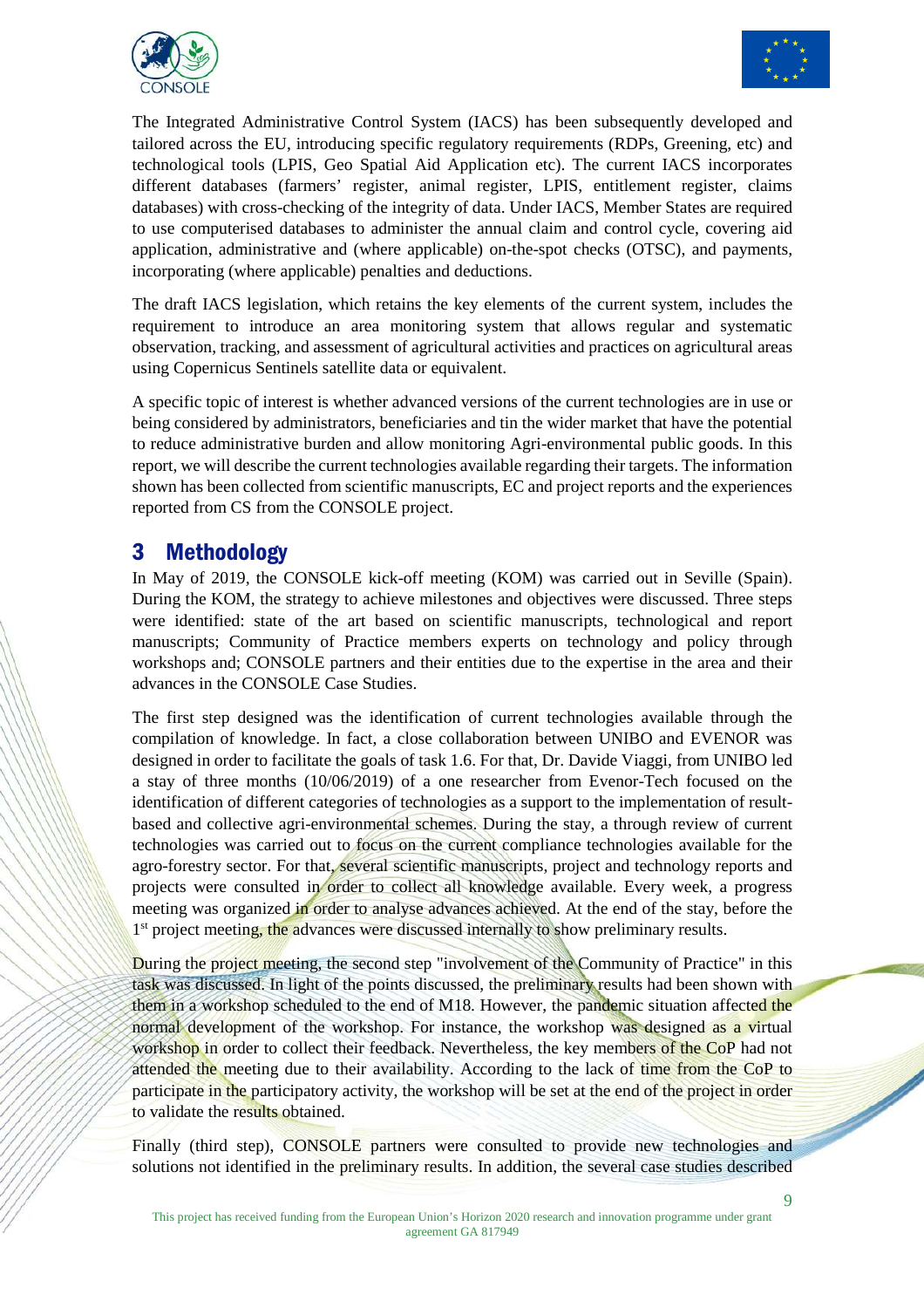The Integrated Administrative Control System (IACS) has been subsequently developed and tailored across the EU, introducing specific regulatory requirements (RDPs, Greening, etc) and technological tools (LPIS, Geo Spatial Aid Application etc). The current IACS incorporates different databases (farmers' register, animal register, LPIS, entitlement register, claims databases) with cross-checking of the integrity of data. Under IACS, Member States are required to use computerised databases to administer the annual claim and control cycle, covering aid application, administrative and (where applicable) on-the-spot checks (OTSC), and payments, incorporating (where applicable) penalties and deductions.

The draft IACS legislation, which retains the key elements of the current system, includes the requirement to introduce an area monitoring system that allows regular and systematic observation, tracking, and assessment of agricultural activities and practices on agricultural areas using Copernicus Sentinels satellite data or equivalent.

A specific topic of interest is whether advanced versions of the current technologies are in use or being considered by administrators, beneficiaries and tin the wider market that have the potential to reduce administrative burden and allow monitoring Agri-environmental public goods. In this report, we will describe the current technologies available regarding their targets. The information shown has been collected from scientific manuscripts, EC and project reports and the experiences reported from CS from the CONSOLE project.

# 3 Methodology

In May of 2019, the CONSOLE kick-off meeting (KOM) was carried out in Seville (Spain). During the KOM, the strategy to achieve milestones and objectives were discussed. Three steps were identified: state of the art based on scientific manuscripts, technological and report manuscripts; Community of Practice members experts on technology and policy through workshops and; CONSOLE partners and their entities due to the expertise in the area and their advances in the CONSOLE Case Studies.

The first step designed was the identification of current technologies available through the compilation of knowledge. In fact, a close collaboration between UNIBO and EVENOR was designed in order to facilitate the goals of task 1.6. For that, Dr. Davide Viaggi, from UNIBO led a stay of three months (10/06/2019) of a one researcher from Evenor-Tech focused on the identification of different categories of technologies as a support to the implementation of result-based and collective agri-environmental schemes. During the stay, a through review of current technologies was carried out to focus on the current compliance technologies available for the agro-forestry sector. For that, several scientific manuscripts, project and technology reports and projects were consulted in order to collect all knowledge available. Every week, a progress meeting was organized in order to analyse advances achieved. At the end of the stay, before the 1st project meeting, the advances were discussed internally to show preliminary results.

During the project meeting, the second step "involvement of the Community of Practice" in this task was discussed. In light of the points discussed, the preliminary results had been shown with them in a workshop scheduled to the end of M18. However, the pandemic situation affected the normal development of the workshop. For instance, the workshop was designed as a virtual workshop in order to collect their feedback. Nevertheless, the key members of the CoP had not attended the meeting due to their availability. According to the lack of time from the CoP to participate in the participatory activity, the workshop will be set at the end of the project in order to validate the results obtained.

Finally (third step), CONSOLE partners were consulted to provide new technologies and solutions not identified in the preliminary results. In addition, the several case studies described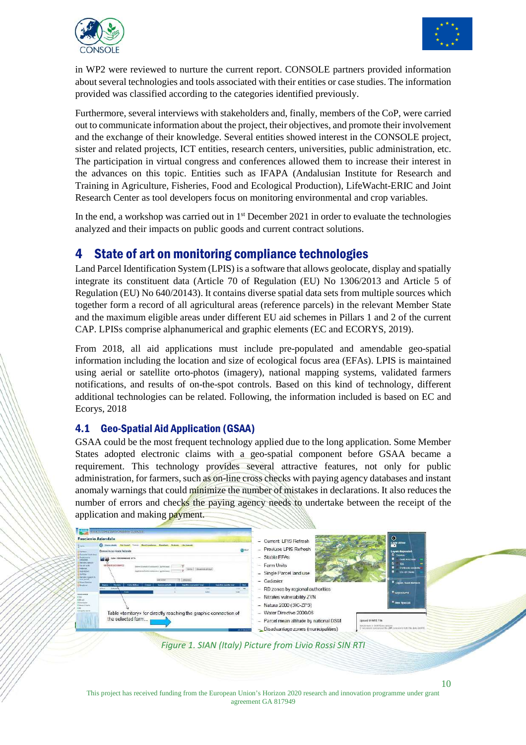in WP2 were reviewed to nurture the current report. CONSOLE partners provided information about several technologies and tools associated with their entities or case studies. The information provided was classified according to the categories identified previously.

Furthermore, several interviews with stakeholders and, finally, members of the CoP, were carried out to communicate information about the project, their objectives, and promote their involvement and the exchange of their knowledge. Several entities showed interest in the CONSOLE project, sister and related projects, ICT entities, research centers, universities, public administration, etc. The participation in virtual congress and conferences allowed them to increase their interest in the advances on this topic. Entities such as IFAPA (Andalusian Institute for Research and Training in Agriculture, Fisheries, Food and Ecological Production), LifeWacht-ERIC and Joint Research Center as tool developers focus on monitoring environmental and crop variables.

In the end, a workshop was carried out in 1st December 2021 in order to evaluate the technologies analyzed and their impacts on public goods and current contract solutions.

# 4 State of art on monitoring compliance technologies

Land Parcel Identification System (LPIS) is a software that allows geolocate, display and spatially integrate its constituent data (Article 70 of Regulation (EU) No 1306/2013 and Article 5 of Regulation (EU) No 640/20143). It contains diverse spatial data sets from multiple sources which together form a record of all agricultural areas (reference parcels) in the relevant Member State and the maximum eligible areas under different EU aid schemes in Pillars 1 and 2 of the current CAP. LPISs comprise alphanumerical and graphic elements (EC and ECORYS, 2019).

From 2018, all aid applications must include pre-populated and amendable geo-spatial information including the location and size of ecological focus area (EFAs). LPIS is maintained using aerial or satellite orto-photos (imagery), national mapping systems, validated farmers notifications, and results of on-the-spot controls. Based on this kind of technology, different additional technologies can be related. Following, the information included is based on EC and Ecorys, 2018

## 4.1 Geo-Spatial Aid Application (GSAA)

GSAA could be the most frequent technology applied due to the long application. Some Member States adopted electronic claims with a geo-spatial component before GSAA became a requirement. This technology provides several attractive features, not only for public administration, for farmers, such as on-line cross checks with paying agency databases and instant anomaly warnings that could minimize the number of mistakes in declarations. It also reduces the number of errors and checks the paying agency needs to undertake between the receipt of the application and making payment.

*Figure 1. SIAN (Italy) Picture from Livio Rossi SIN RTI*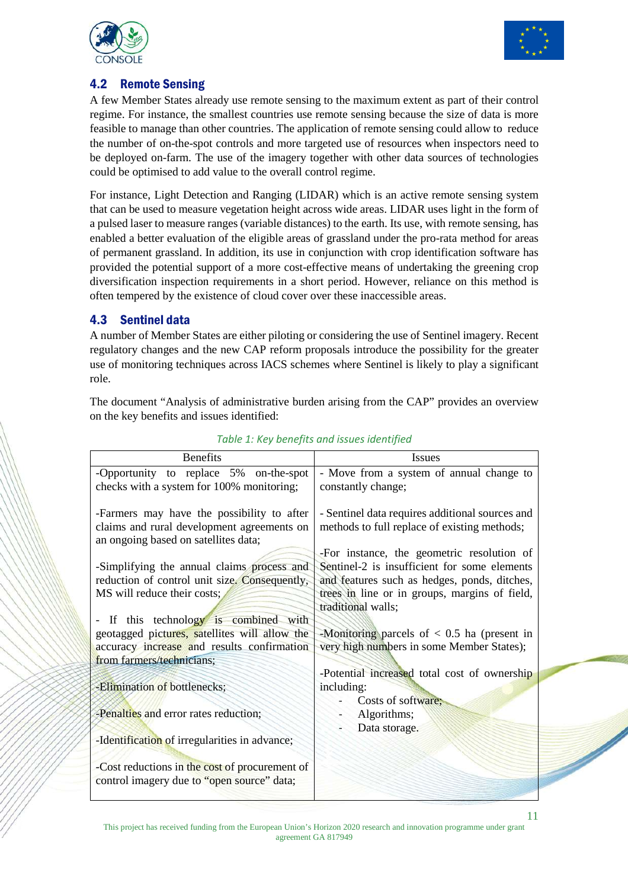## 4.2 Remote Sensing

A few Member States already use remote sensing to the maximum extent as part of their control regime. For instance, the smallest countries use remote sensing because the size of data is more feasible to manage than other countries. The application of remote sensing could allow to reduce the number of on-the-spot controls and more targeted use of resources when inspectors need to be deployed on-farm. The use of the imagery together with other data sources of technologies could be optimised to add value to the overall control regime.

For instance, Light Detection and Ranging (LIDAR) which is an active remote sensing system that can be used to measure vegetation height across wide areas. LIDAR uses light in the form of a pulsed laser to measure ranges (variable distances) to the earth. Its use, with remote sensing, has enabled a better evaluation of the eligible areas of grassland under the pro-rata method for areas of permanent grassland. In addition, its use in conjunction with crop identification software has provided the potential support of a more cost-effective means of undertaking the greening crop diversification inspection requirements in a short period. However, reliance on this method is often tempered by the existence of cloud cover over these inaccessible areas.

## 4.3 Sentinel data

A number of Member States are either piloting or considering the use of Sentinel imagery. Recent regulatory changes and the new CAP reform proposals introduce the possibility for the greater use of monitoring techniques across IACS schemes where Sentinel is likely to play a significant role.

The document "Analysis of administrative burden arising from the CAP" provides an overview on the key benefits and issues identified:

*Table 1: Key benefits and issues identified*

| Benefits | Issues |
|---|---|
| -Opportunity to replace 5% on-the-spot checks with a system for 100% monitoring;<br><br>-Farmers may have the possibility to after claims and rural development agreements on an ongoing based on satellites data;<br><br>-Simplifying the annual claims process and reduction of control unit size. Consequently, MS will reduce their costs;<br><br>- If this technology is combined with geotagged pictures, satellites will allow the accuracy increase and results confirmation from farmers/technicians;<br><br>-Elimination of bottlenecks;<br><br>-Penalties and error rates reduction;<br><br>-Identification of irregularities in advance;<br><br>-Cost reductions in the cost of procurement of control imagery due to "open source" data; | - Move from a system of annual change to constantly change;<br><br>- Sentinel data requires additional sources and methods to full replace of existing methods;<br><br>-For instance, the geometric resolution of Sentinel-2 is insufficient for some elements and features such as hedges, ponds, ditches, trees in line or in groups, margins of field, traditional walls;<br><br>-Monitoring parcels of < 0.5 ha (present in very high numbers in some Member States);<br><br>-Potential increased total cost of ownership including:<br>- Costs of software;<br>- Algorithms;<br>- Data storage. |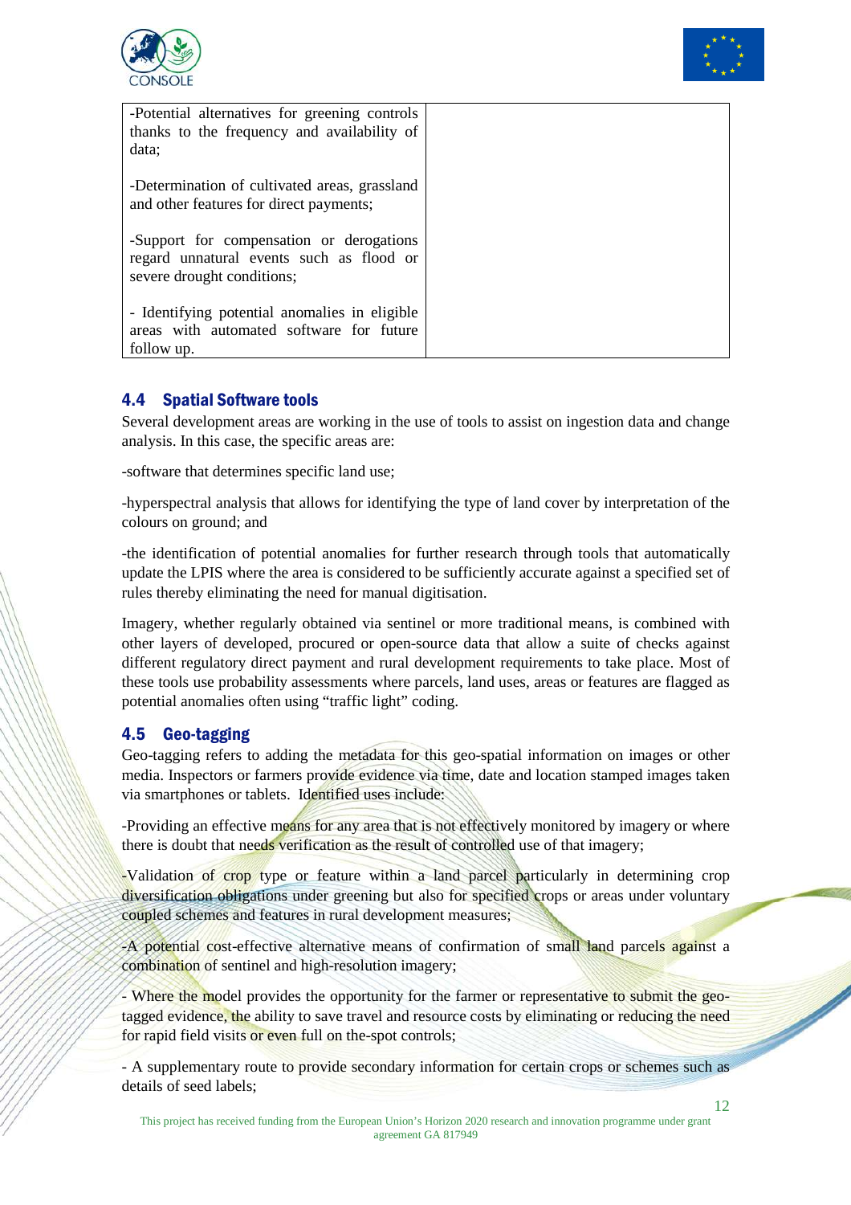| -Potential alternatives for greening controls thanks to the frequency and availability of data;<br><br>-Determination of cultivated areas, grassland and other features for direct payments;<br><br>-Support for compensation or derogations regard unnatural events such as flood or severe drought conditions;<br><br>- Identifying potential anomalies in eligible areas with automated software for future follow up. | |
|---|---|

### 4.4 Spatial Software tools

Several development areas are working in the use of tools to assist on ingestion data and change analysis. In this case, the specific areas are:

-software that determines specific land use;

-hyperspectral analysis that allows for identifying the type of land cover by interpretation of the colours on ground; and

-the identification of potential anomalies for further research through tools that automatically update the LPIS where the area is considered to be sufficiently accurate against a specified set of rules thereby eliminating the need for manual digitisation.

Imagery, whether regularly obtained via sentinel or more traditional means, is combined with other layers of developed, procured or open-source data that allow a suite of checks against different regulatory direct payment and rural development requirements to take place. Most of these tools use probability assessments where parcels, land uses, areas or features are flagged as potential anomalies often using "traffic light" coding.

### 4.5 Geo-tagging

Geo-tagging refers to adding the metadata for this geo-spatial information on images or other media. Inspectors or farmers provide evidence via time, date and location stamped images taken via smartphones or tablets. Identified uses include:

-Providing an effective means for any area that is not effectively monitored by imagery or where there is doubt that needs verification as the result of controlled use of that imagery;

-Validation of crop type or feature within a land parcel particularly in determining crop diversification obligations under greening but also for specified crops or areas under voluntary coupled schemes and features in rural development measures;

-A potential cost-effective alternative means of confirmation of small land parcels against a combination of sentinel and high-resolution imagery;

- Where the model provides the opportunity for the farmer or representative to submit the geo-tagged evidence, the ability to save travel and resource costs by eliminating or reducing the need for rapid field visits or even full on the-spot controls;

- A supplementary route to provide secondary information for certain crops or schemes such as details of seed labels;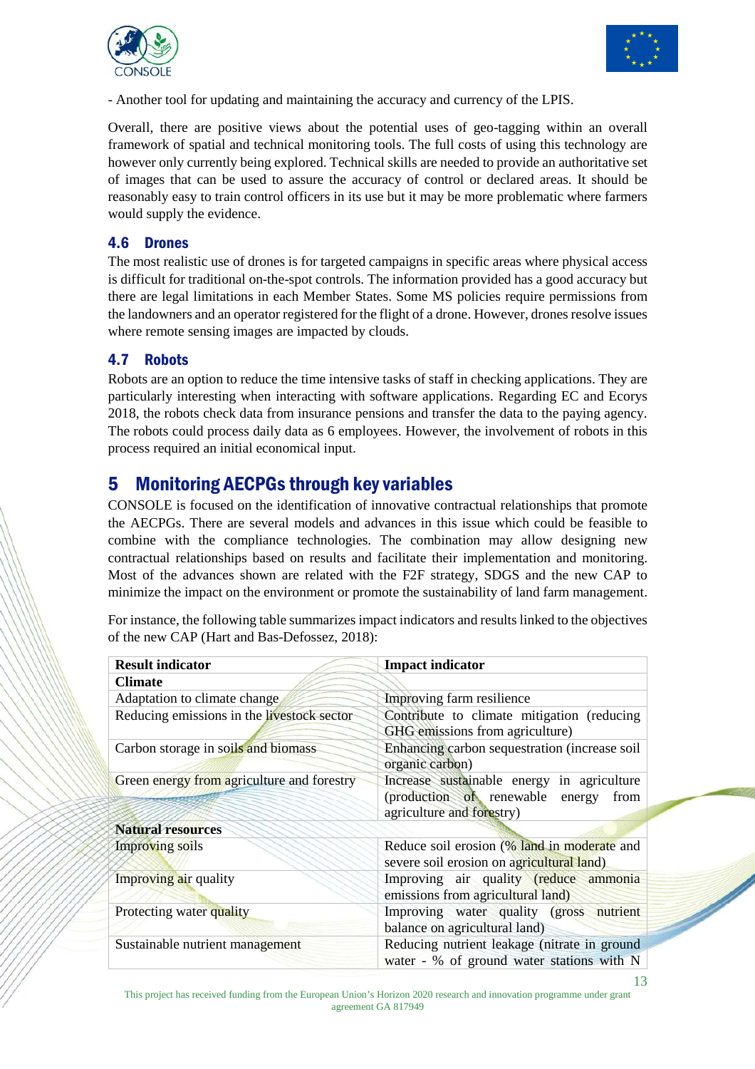- Another tool for updating and maintaining the accuracy and currency of the LPIS.

Overall, there are positive views about the potential uses of geo-tagging within an overall framework of spatial and technical monitoring tools. The full costs of using this technology are however only currently being explored. Technical skills are needed to provide an authoritative set of images that can be used to assure the accuracy of control or declared areas. It should be reasonably easy to train control officers in its use but it may be more problematic where farmers would supply the evidence.

### 4.6 Drones

The most realistic use of drones is for targeted campaigns in specific areas where physical access is difficult for traditional on-the-spot controls. The information provided has a good accuracy but there are legal limitations in each Member States. Some MS policies require permissions from the landowners and an operator registered for the flight of a drone. However, drones resolve issues where remote sensing images are impacted by clouds.

### 4.7 Robots

Robots are an option to reduce the time intensive tasks of staff in checking applications. They are particularly interesting when interacting with software applications. Regarding EC and Ecorys 2018, the robots check data from insurance pensions and transfer the data to the paying agency. The robots could process daily data as 6 employees. However, the involvement of robots in this process required an initial economical input.

## 5 Monitoring AECPGs through key variables

CONSOLE is focused on the identification of innovative contractual relationships that promote the AECPGs. There are several models and advances in this issue which could be feasible to combine with the compliance technologies. The combination may allow designing new contractual relationships based on results and facilitate their implementation and monitoring. Most of the advances shown are related with the F2F strategy, SDGS and the new CAP to minimize the impact on the environment or promote the sustainability of land farm management.

For instance, the following table summarizes impact indicators and results linked to the objectives of the new CAP (Hart and Bas-Defossez, 2018):

| **Result indicator** | **Impact indicator** |
|---|---|
| **Climate** | |
| Adaptation to climate change | Improving farm resilience |
| Reducing emissions in the livestock sector | Contribute to climate mitigation (reducing GHG emissions from agriculture) |
| Carbon storage in soils and biomass | Enhancing carbon sequestration (increase soil organic carbon) |
| Green energy from agriculture and forestry | Increase sustainable energy in agriculture (production of renewable energy from agriculture and forestry) |
| **Natural resources** | |
| Improving soils | Reduce soil erosion (% land in moderate and severe soil erosion on agricultural land) |
| Improving air quality | Improving air quality (reduce ammonia emissions from agricultural land) |
| Protecting water quality | Improving water quality (gross nutrient balance on agricultural land) |
| Sustainable nutrient management | Reducing nutrient leakage (nitrate in ground water - % of ground water stations with N |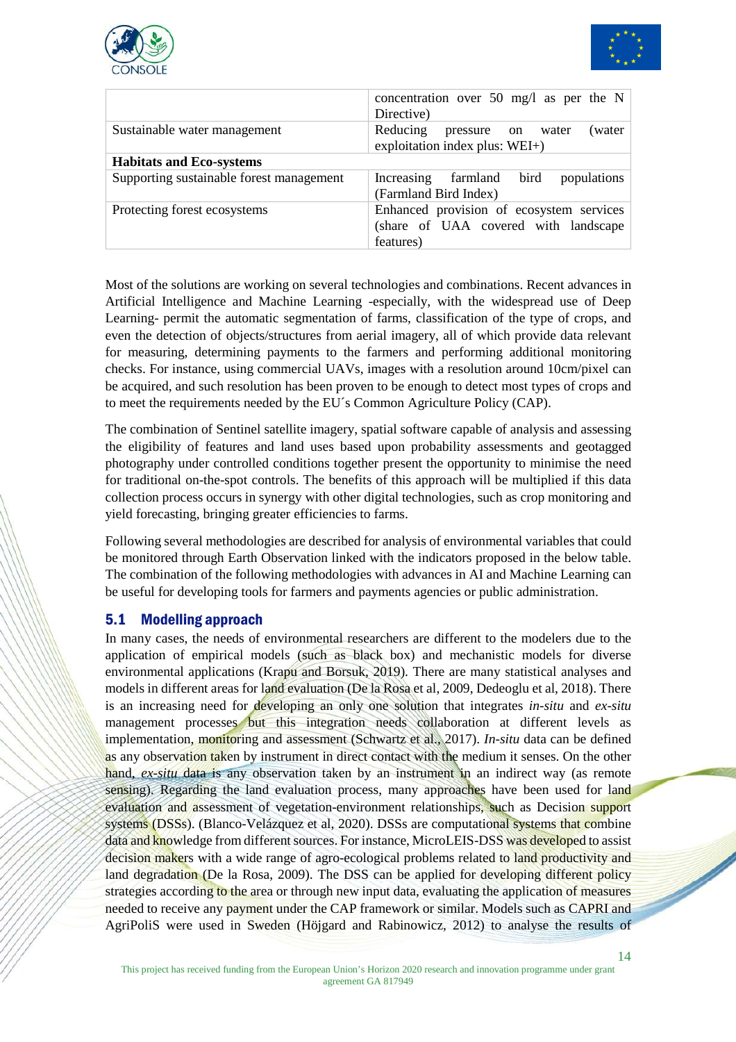| | |
|---|---|
| | concentration over 50 mg/l as per the N Directive) |
| Sustainable water management | Reducing pressure on water (water exploitation index plus: WEI+) |
| **Habitats and Eco-systems** | |
| Supporting sustainable forest management | Increasing farmland bird populations (Farmland Bird Index) |
| Protecting forest ecosystems | Enhanced provision of ecosystem services (share of UAA covered with landscape features) |

Most of the solutions are working on several technologies and combinations. Recent advances in Artificial Intelligence and Machine Learning -especially, with the widespread use of Deep Learning- permit the automatic segmentation of farms, classification of the type of crops, and even the detection of objects/structures from aerial imagery, all of which provide data relevant for measuring, determining payments to the farmers and performing additional monitoring checks. For instance, using commercial UAVs, images with a resolution around 10cm/pixel can be acquired, and such resolution has been proven to be enough to detect most types of crops and to meet the requirements needed by the EU´s Common Agriculture Policy (CAP).

The combination of Sentinel satellite imagery, spatial software capable of analysis and assessing the eligibility of features and land uses based upon probability assessments and geotagged photography under controlled conditions together present the opportunity to minimise the need for traditional on-the-spot controls. The benefits of this approach will be multiplied if this data collection process occurs in synergy with other digital technologies, such as crop monitoring and yield forecasting, bringing greater efficiencies to farms.

Following several methodologies are described for analysis of environmental variables that could be monitored through Earth Observation linked with the indicators proposed in the below table. The combination of the following methodologies with advances in AI and Machine Learning can be useful for developing tools for farmers and payments agencies or public administration.

## 5.1 Modelling approach

In many cases, the needs of environmental researchers are different to the modelers due to the application of empirical models (such as black box) and mechanistic models for diverse environmental applications (Krapu and Borsuk, 2019). There are many statistical analyses and models in different areas for land evaluation (De la Rosa et al, 2009, Dedeoglu et al, 2018). There is an increasing need for developing an only one solution that integrates *in-situ* and *ex-situ* management processes but this integration needs collaboration at different levels as implementation, monitoring and assessment (Schwartz et al., 2017). *In-situ* data can be defined as any observation taken by instrument in direct contact with the medium it senses. On the other hand, *ex-situ* data is any observation taken by an instrument in an indirect way (as remote sensing). Regarding the land evaluation process, many approaches have been used for land evaluation and assessment of vegetation-environment relationships, such as Decision support systems (DSSs). (Blanco-Velázquez et al, 2020). DSSs are computational systems that combine data and knowledge from different sources. For instance, MicroLEIS-DSS was developed to assist decision makers with a wide range of agro-ecological problems related to land productivity and land degradation (De la Rosa, 2009). The DSS can be applied for developing different policy strategies according to the area or through new input data, evaluating the application of measures needed to receive any payment under the CAP framework or similar. Models such as CAPRI and AgriPoliS were used in Sweden (Höjgard and Rabinowicz, 2012) to analyse the results of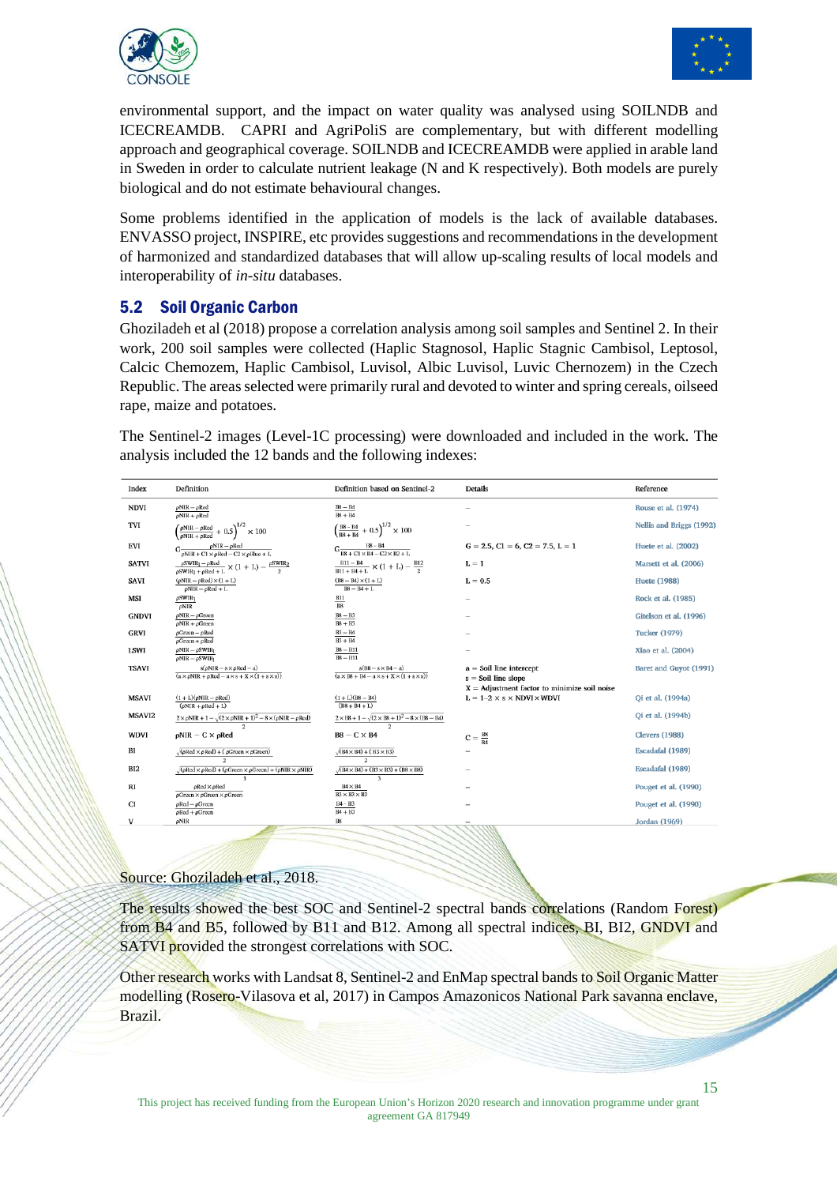environmental support, and the impact on water quality was analysed using SOILNDB and ICECREAMDB. CAPRI and AgriPoliS are complementary, but with different modelling approach and geographical coverage. SOILNDB and ICECREAMDB were applied in arable land in Sweden in order to calculate nutrient leakage (N and K respectively). Both models are purely biological and do not estimate behavioural changes.

Some problems identified in the application of models is the lack of available databases. ENVASSO project, INSPIRE, etc provides suggestions and recommendations in the development of harmonized and standardized databases that will allow up-scaling results of local models and interoperability of *in-situ* databases.

## 5.2 Soil Organic Carbon

Ghoziladeh et al (2018) propose a correlation analysis among soil samples and Sentinel 2. In their work, 200 soil samples were collected (Haplic Stagnosol, Haplic Stagnic Cambisol, Leptosol, Calcic Chemozem, Haplic Cambisol, Luvisol, Albic Luvisol, Luvic Chernozem) in the Czech Republic. The areas selected were primarily rural and devoted to winter and spring cereals, oilseed rape, maize and potatoes.

The Sentinel-2 images (Level-1C processing) were downloaded and included in the work. The analysis included the 12 bands and the following indexes:

| Index | Definition | Definition based on Sentinel-2 | Details | Reference |
|---|---|---|---|---|
| NDVI | $\frac{\rho NIR - \rho Red}{\rho NIR + \rho Red}$ | $\frac{B8 - B4}{B8 + B4}$ | – | Rouse et al. (1974) |
| TVI | $\left(\frac{\rho NIR - \rho Red}{\rho NIR + \rho Red} + 0.5\right)^{1/2} \times 100$ | $\left(\frac{B8 - B4}{B8 + B4} + 0.5\right)^{1/2} \times 100$ | – | Nellis and Briggs (1992) |
| EVI | $G\frac{\rho NIR - \rho Red}{\rho NIR + C1 \times \rho Red - C2 \times \rho Blue + L}$ | $G\frac{B8 - B4}{B8 + C1 \times B4 - C2 \times B2 + L}$ | $G = 2.5$, $C1 = 6$, $C2 = 7.5$, $L = 1$ | Huete et al. (2002) |
| SATVI | $\frac{\rho SWIR_1 - \rho Red}{\rho SWIR_1 + \rho Red + L} \times (1 + L) - \frac{\rho SWIR_2}{2}$ | $\frac{B11 - B4}{B11 + B4 + L} \times (1 + L) - \frac{B12}{2}$ | $L = 1$ | Marsett et al. (2006) |
| SAVI | $\frac{(\rho NIR - \rho Red) \times (1 + L)}{\rho NIR - \rho Red + L}$ | $\frac{(B8 - B4) \times (1 + L)}{B8 - B4 + L}$ | $L = 0.5$ | Huete (1988) |
| MSI | $\frac{\rho SWIR_1}{\rho NIR}$ | $\frac{B11}{B8}$ | – | Rock et al. (1985) |
| GNDVI | $\frac{\rho NIR - \rho Green}{\rho NIR + \rho Green}$ | $\frac{B8 - B3}{B8 + B3}$ | – | Gitelson et al. (1996) |
| GRVI | $\frac{\rho Green - \rho Red}{\rho Green + \rho Red}$ | $\frac{B3 - B4}{B3 + B4}$ | – | Tucker (1979) |
| LSWI | $\frac{\rho NIR - \rho SWIR_1}{\rho NIR - \rho SWIR_1}$ | $\frac{B8 - B11}{B8 - B11}$ | – | Xiao et al. (2004) |
| TSAVI | $\frac{s(\rho NIR - s \times \rho Red - a)}{(a \times \rho NIR + \rho Red - a \times s + X \times (1 + s \times s))}$ | $\frac{s(B8 - s \times B4 - a)}{(a \times B8 + B4 - a \times s + X \times (1 + s \times s))}$ | a = Soil line intercept<br>s = Soil line slope<br>X = Adjustment factor to minimize soil noise | Baret and Guyot (1991) |
| MSAVI | $\frac{(1 + L)(\rho NIR - \rho Red)}{(\rho NIR + \rho Red + L)}$ | $\frac{(1 + L)(B8 - B4)}{(B8 + B4 + L)}$ | $L = 1 - 2 \times s \times NDVI \times WDVI$ | Qi et al. (1994a) |
| MSAVI2 | $\frac{2 \times \rho NIR + 1 - \sqrt{(2 \times \rho NIR + 1)^2 - 8 \times (\rho NIR - \rho Red)}}{2}$ | $\frac{2 \times B8 + 1 - \sqrt{(2 \times B8 + 1)^2 - 8 \times (B8 - B4)}}{2}$ | | Qi et al. (1994b) |
| WDVI | $\rho NIR - C \times \rho Red$ | $B8 - C \times B4$ | $C = \frac{B8}{B4}$ | Clevers (1988) |
| BI | $\frac{\sqrt{(\rho Red \times \rho Red) + (\rho Green \times \rho Green)}}{2}$ | $\frac{\sqrt{(B4 \times B4) + (B3 \times B3)}}{2}$ | – | Escadafal (1989) |
| BI2 | $\frac{\sqrt{(\rho Red \times \rho Red) + (\rho Green \times \rho Green) + (\rho NIR \times \rho NIR)}}{3}$ | $\frac{\sqrt{(B4 \times B4) + (B3 \times B3) + (B8 \times B8)}}{3}$ | – | Escadafal (1989) |
| RI | $\frac{\rho Red \times \rho Red}{\rho Green \times \rho Green \times \rho Green}$ | $\frac{B4 \times B4}{B3 \times B3 \times B3}$ | – | Pouget et al. (1990) |
| CI | $\frac{\rho Red - \rho Green}{\rho Red + \rho Green}$ | $\frac{B4 - B3}{B4 + B3}$ | – | Pouget et al. (1990) |
| V | $\rho NIR$ | B8 | – | Jordan (1969) |

Source: Ghoziladeh et al., 2018.

The results showed the best SOC and Sentinel-2 spectral bands correlations (Random Forest) from B4 and B5, followed by B11 and B12. Among all spectral indices, BI, BI2, GNDVI and SATVI provided the strongest correlations with SOC.

Other research works with Landsat 8, Sentinel-2 and EnMap spectral bands to Soil Organic Matter modelling (Rosero-Vilasova et al, 2017) in Campos Amazonicos National Park savanna enclave, Brazil.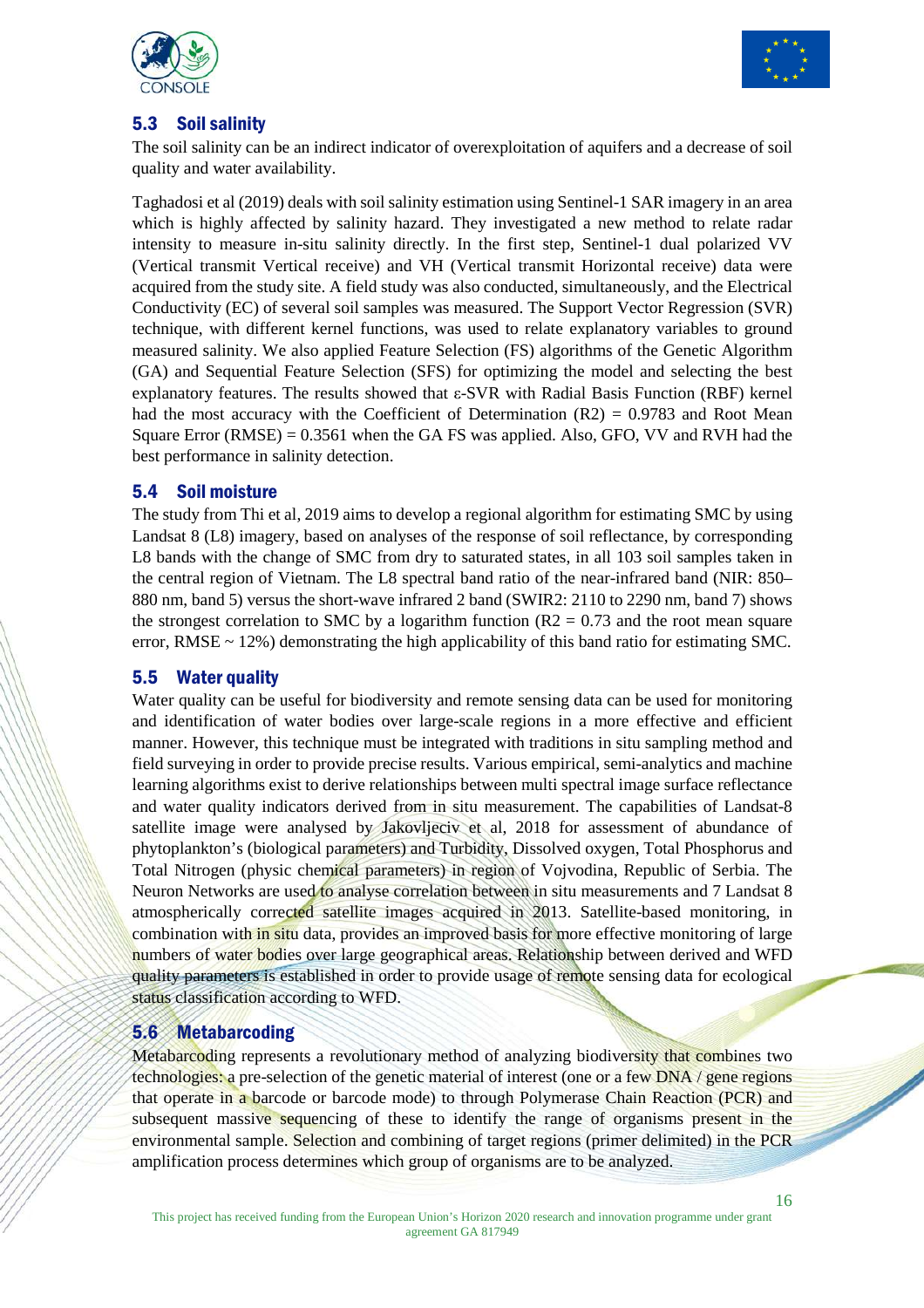## 5.3 Soil salinity

The soil salinity can be an indirect indicator of overexploitation of aquifers and a decrease of soil quality and water availability.

Taghadosi et al (2019) deals with soil salinity estimation using Sentinel-1 SAR imagery in an area which is highly affected by salinity hazard. They investigated a new method to relate radar intensity to measure in-situ salinity directly. In the first step, Sentinel-1 dual polarized VV (Vertical transmit Vertical receive) and VH (Vertical transmit Horizontal receive) data were acquired from the study site. A field study was also conducted, simultaneously, and the Electrical Conductivity (EC) of several soil samples was measured. The Support Vector Regression (SVR) technique, with different kernel functions, was used to relate explanatory variables to ground measured salinity. We also applied Feature Selection (FS) algorithms of the Genetic Algorithm (GA) and Sequential Feature Selection (SFS) for optimizing the model and selecting the best explanatory features. The results showed that ε-SVR with Radial Basis Function (RBF) kernel had the most accuracy with the Coefficient of Determination ($R2$) = 0.9783 and Root Mean Square Error (RMSE) = 0.3561 when the GA FS was applied. Also, GFO, VV and RVH had the best performance in salinity detection.

## 5.4 Soil moisture

The study from Thi et al, 2019 aims to develop a regional algorithm for estimating SMC by using Landsat 8 (L8) imagery, based on analyses of the response of soil reflectance, by corresponding L8 bands with the change of SMC from dry to saturated states, in all 103 soil samples taken in the central region of Vietnam. The L8 spectral band ratio of the near-infrared band (NIR: 850–880 nm, band 5) versus the short-wave infrared 2 band (SWIR2: 2110 to 2290 nm, band 7) shows the strongest correlation to SMC by a logarithm function ($R2$ = 0.73 and the root mean square error, RMSE ~ 12%) demonstrating the high applicability of this band ratio for estimating SMC.

## 5.5 Water quality

Water quality can be useful for biodiversity and remote sensing data can be used for monitoring and identification of water bodies over large-scale regions in a more effective and efficient manner. However, this technique must be integrated with traditions in situ sampling method and field surveying in order to provide precise results. Various empirical, semi-analytics and machine learning algorithms exist to derive relationships between multi spectral image surface reflectance and water quality indicators derived from in situ measurement. The capabilities of Landsat-8 satellite image were analysed by Jakovljeciv et al, 2018 for assessment of abundance of phytoplankton's (biological parameters) and Turbidity, Dissolved oxygen, Total Phosphorus and Total Nitrogen (physic chemical parameters) in region of Vojvodina, Republic of Serbia. The Neuron Networks are used to analyse correlation between in situ measurements and 7 Landsat 8 atmospherically corrected satellite images acquired in 2013. Satellite-based monitoring, in combination with in situ data, provides an improved basis for more effective monitoring of large numbers of water bodies over large geographical areas. Relationship between derived and WFD quality parameters is established in order to provide usage of remote sensing data for ecological status classification according to WFD.

## 5.6 Metabarcoding

Metabarcoding represents a revolutionary method of analyzing biodiversity that combines two technologies: a pre-selection of the genetic material of interest (one or a few DNA / gene regions that operate in a barcode or barcode mode) to through Polymerase Chain Reaction (PCR) and subsequent massive sequencing of these to identify the range of organisms present in the environmental sample. Selection and combining of target regions (primer delimited) in the PCR amplification process determines which group of organisms are to be analyzed.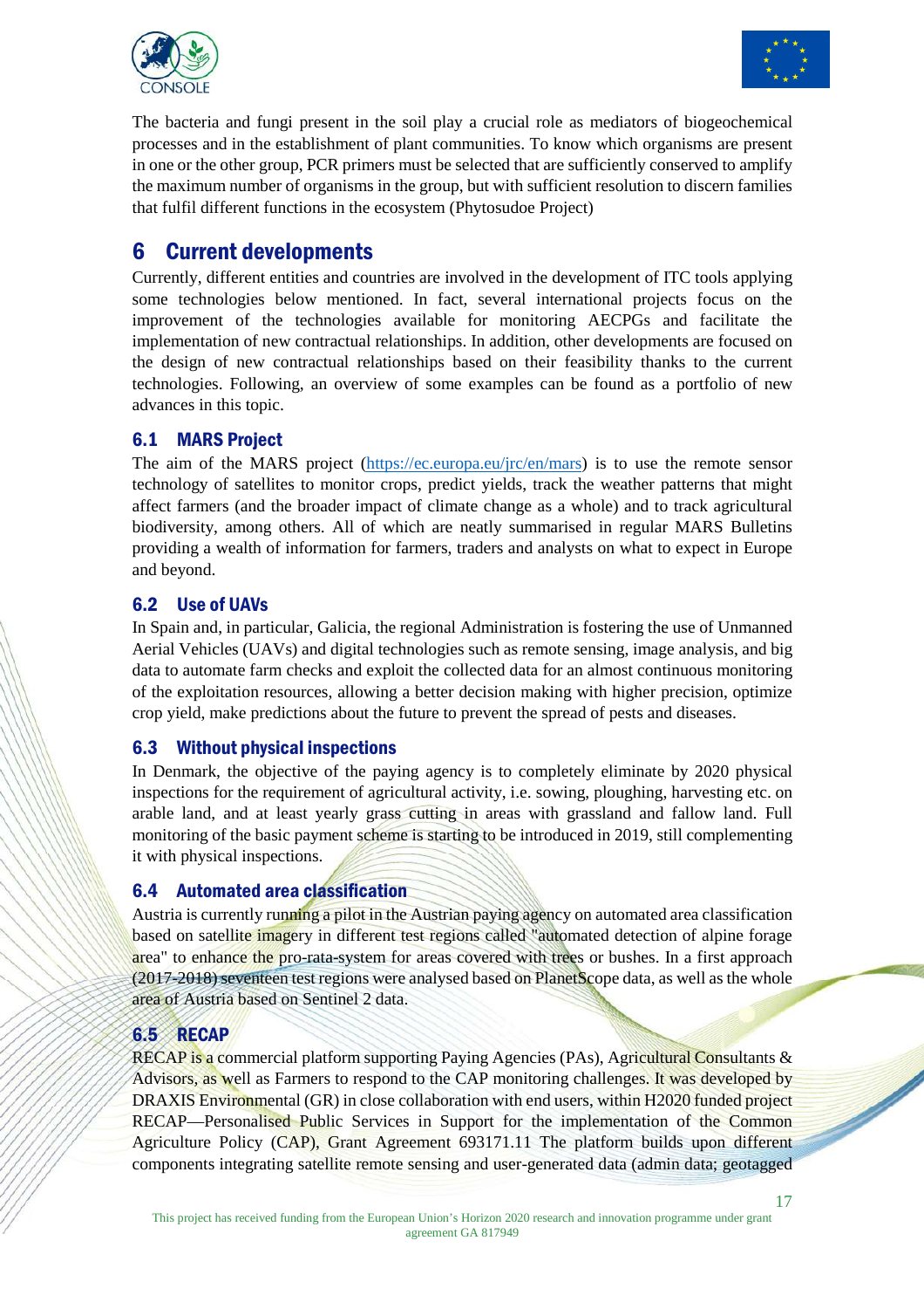The bacteria and fungi present in the soil play a crucial role as mediators of biogeochemical processes and in the establishment of plant communities. To know which organisms are present in one or the other group, PCR primers must be selected that are sufficiently conserved to amplify the maximum number of organisms in the group, but with sufficient resolution to discern families that fulfil different functions in the ecosystem (Phytosudoe Project)

# 6 Current developments

Currently, different entities and countries are involved in the development of ITC tools applying some technologies below mentioned. In fact, several international projects focus on the improvement of the technologies available for monitoring AECPGs and facilitate the implementation of new contractual relationships. In addition, other developments are focused on the design of new contractual relationships based on their feasibility thanks to the current technologies. Following, an overview of some examples can be found as a portfolio of new advances in this topic.

## 6.1 MARS Project

The aim of the MARS project (https://ec.europa.eu/jrc/en/mars) is to use the remote sensor technology of satellites to monitor crops, predict yields, track the weather patterns that might affect farmers (and the broader impact of climate change as a whole) and to track agricultural biodiversity, among others. All of which are neatly summarised in regular MARS Bulletins providing a wealth of information for farmers, traders and analysts on what to expect in Europe and beyond.

## 6.2 Use of UAVs

In Spain and, in particular, Galicia, the regional Administration is fostering the use of Unmanned Aerial Vehicles (UAVs) and digital technologies such as remote sensing, image analysis, and big data to automate farm checks and exploit the collected data for an almost continuous monitoring of the exploitation resources, allowing a better decision making with higher precision, optimize crop yield, make predictions about the future to prevent the spread of pests and diseases.

## 6.3 Without physical inspections

In Denmark, the objective of the paying agency is to completely eliminate by 2020 physical inspections for the requirement of agricultural activity, i.e. sowing, ploughing, harvesting etc. on arable land, and at least yearly grass cutting in areas with grassland and fallow land. Full monitoring of the basic payment scheme is starting to be introduced in 2019, still complementing it with physical inspections.

## 6.4 Automated area classification

Austria is currently running a pilot in the Austrian paying agency on automated area classification based on satellite imagery in different test regions called "automated detection of alpine forage area" to enhance the pro-rata-system for areas covered with trees or bushes. In a first approach (2017-2018) seventeen test regions were analysed based on PlanetScope data, as well as the whole area of Austria based on Sentinel 2 data.

## 6.5 RECAP

RECAP is a commercial platform supporting Paying Agencies (PAs), Agricultural Consultants & Advisors, as well as Farmers to respond to the CAP monitoring challenges. It was developed by DRAXIS Environmental (GR) in close collaboration with end users, within H2020 funded project RECAP—Personalised Public Services in Support for the implementation of the Common Agriculture Policy (CAP), Grant Agreement 693171.11 The platform builds upon different components integrating satellite remote sensing and user-generated data (admin data; geotagged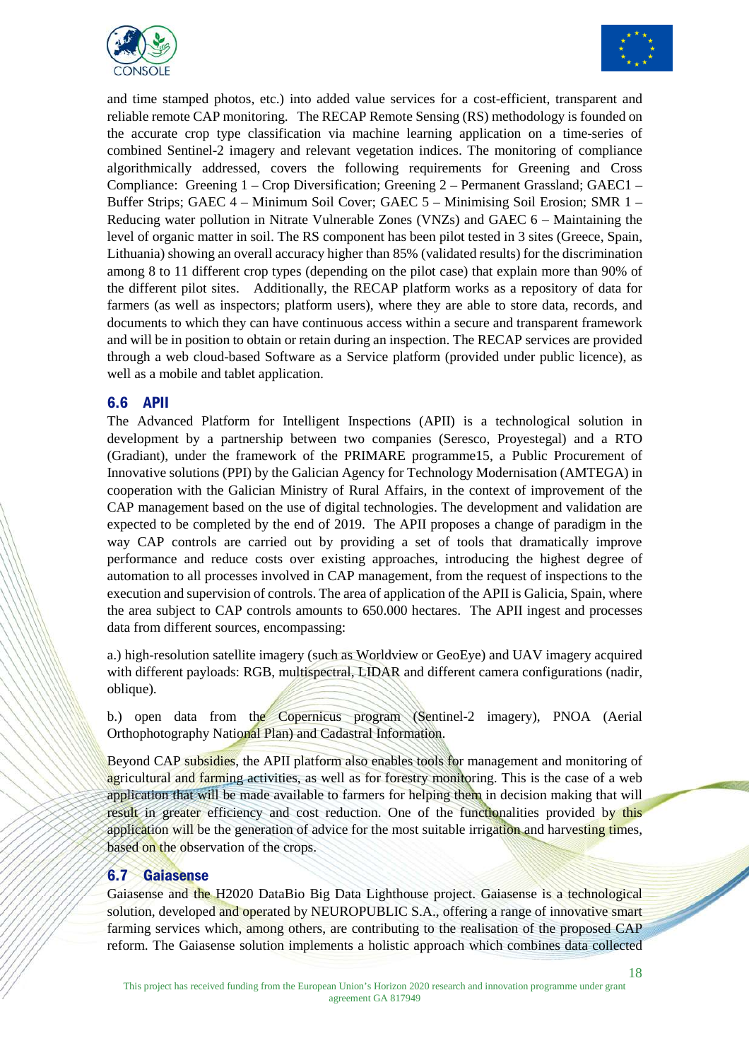and time stamped photos, etc.) into added value services for a cost-efficient, transparent and reliable remote CAP monitoring. The RECAP Remote Sensing (RS) methodology is founded on the accurate crop type classification via machine learning application on a time-series of combined Sentinel-2 imagery and relevant vegetation indices. The monitoring of compliance algorithmically addressed, covers the following requirements for Greening and Cross Compliance: Greening 1 – Crop Diversification; Greening 2 – Permanent Grassland; GAEC1 – Buffer Strips; GAEC 4 – Minimum Soil Cover; GAEC 5 – Minimising Soil Erosion; SMR 1 – Reducing water pollution in Nitrate Vulnerable Zones (VNZs) and GAEC 6 – Maintaining the level of organic matter in soil. The RS component has been pilot tested in 3 sites (Greece, Spain, Lithuania) showing an overall accuracy higher than 85% (validated results) for the discrimination among 8 to 11 different crop types (depending on the pilot case) that explain more than 90% of the different pilot sites. Additionally, the RECAP platform works as a repository of data for farmers (as well as inspectors; platform users), where they are able to store data, records, and documents to which they can have continuous access within a secure and transparent framework and will be in position to obtain or retain during an inspection. The RECAP services are provided through a web cloud-based Software as a Service platform (provided under public licence), as well as a mobile and tablet application.

## 6.6 APII

The Advanced Platform for Intelligent Inspections (APII) is a technological solution in development by a partnership between two companies (Seresco, Proyestegal) and a RTO (Gradiant), under the framework of the PRIMARE programme15, a Public Procurement of Innovative solutions (PPI) by the Galician Agency for Technology Modernisation (AMTEGA) in cooperation with the Galician Ministry of Rural Affairs, in the context of improvement of the CAP management based on the use of digital technologies. The development and validation are expected to be completed by the end of 2019. The APII proposes a change of paradigm in the way CAP controls are carried out by providing a set of tools that dramatically improve performance and reduce costs over existing approaches, introducing the highest degree of automation to all processes involved in CAP management, from the request of inspections to the execution and supervision of controls. The area of application of the APII is Galicia, Spain, where the area subject to CAP controls amounts to 650.000 hectares. The APII ingest and processes data from different sources, encompassing:

a.) high-resolution satellite imagery (such as Worldview or GeoEye) and UAV imagery acquired with different payloads: RGB, multispectral, LIDAR and different camera configurations (nadir, oblique).

b.) open data from the Copernicus program (Sentinel-2 imagery), PNOA (Aerial Orthophotography National Plan) and Cadastral Information.

Beyond CAP subsidies, the APII platform also enables tools for management and monitoring of agricultural and farming activities, as well as for forestry monitoring. This is the case of a web application that will be made available to farmers for helping them in decision making that will result in greater efficiency and cost reduction. One of the functionalities provided by this application will be the generation of advice for the most suitable irrigation and harvesting times, based on the observation of the crops.

## 6.7 Gaiasense

Gaiasense and the H2020 DataBio Big Data Lighthouse project. Gaiasense is a technological solution, developed and operated by NEUROPUBLIC S.A., offering a range of innovative smart farming services which, among others, are contributing to the realisation of the proposed CAP reform. The Gaiasense solution implements a holistic approach which combines data collected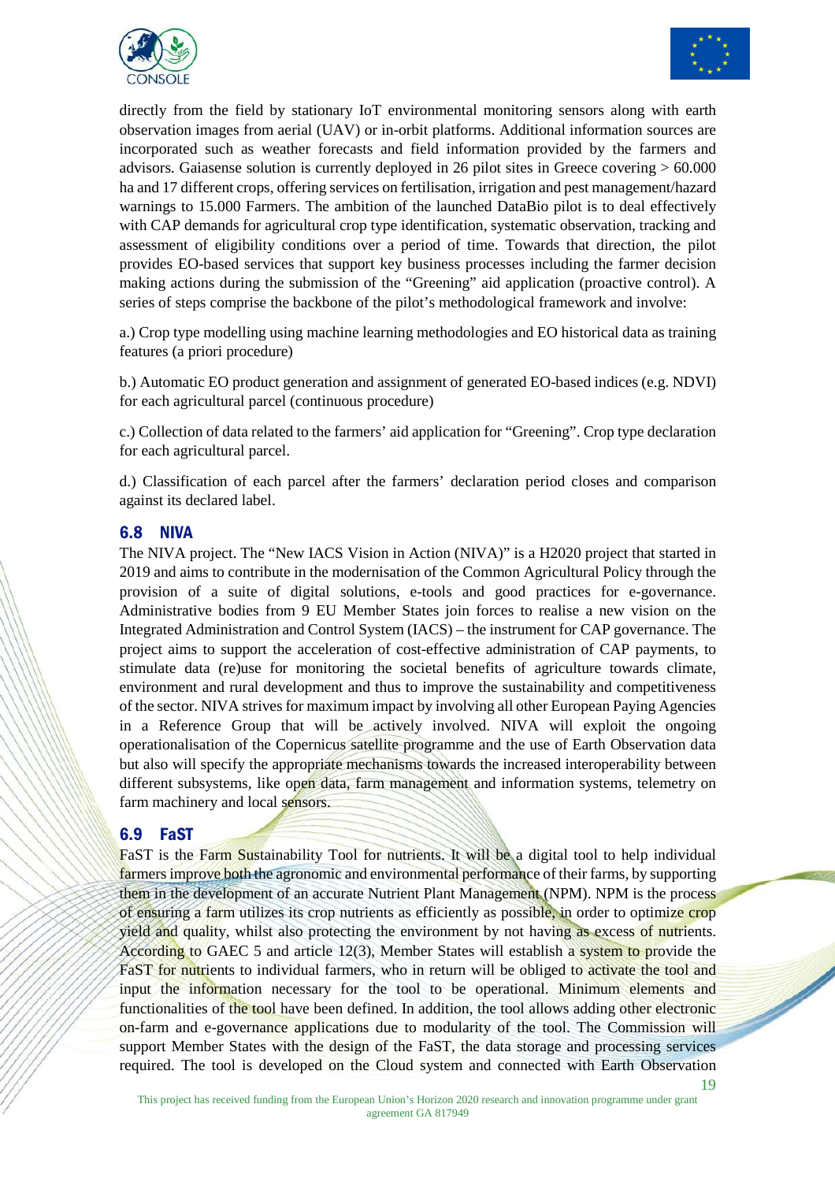directly from the field by stationary IoT environmental monitoring sensors along with earth observation images from aerial (UAV) or in-orbit platforms. Additional information sources are incorporated such as weather forecasts and field information provided by the farmers and advisors. Gaiasense solution is currently deployed in 26 pilot sites in Greece covering > 60.000 ha and 17 different crops, offering services on fertilisation, irrigation and pest management/hazard warnings to 15.000 Farmers. The ambition of the launched DataBio pilot is to deal effectively with CAP demands for agricultural crop type identification, systematic observation, tracking and assessment of eligibility conditions over a period of time. Towards that direction, the pilot provides EO-based services that support key business processes including the farmer decision making actions during the submission of the "Greening" aid application (proactive control). A series of steps comprise the backbone of the pilot's methodological framework and involve:

a.) Crop type modelling using machine learning methodologies and EO historical data as training features (a priori procedure)

b.) Automatic EO product generation and assignment of generated EO-based indices (e.g. NDVI) for each agricultural parcel (continuous procedure)

c.) Collection of data related to the farmers' aid application for "Greening". Crop type declaration for each agricultural parcel.

d.) Classification of each parcel after the farmers' declaration period closes and comparison against its declared label.

## 6.8 NIVA

The NIVA project. The "New IACS Vision in Action (NIVA)" is a H2020 project that started in 2019 and aims to contribute in the modernisation of the Common Agricultural Policy through the provision of a suite of digital solutions, e-tools and good practices for e-governance. Administrative bodies from 9 EU Member States join forces to realise a new vision on the Integrated Administration and Control System (IACS) – the instrument for CAP governance. The project aims to support the acceleration of cost-effective administration of CAP payments, to stimulate data (re)use for monitoring the societal benefits of agriculture towards climate, environment and rural development and thus to improve the sustainability and competitiveness of the sector. NIVA strives for maximum impact by involving all other European Paying Agencies in a Reference Group that will be actively involved. NIVA will exploit the ongoing operationalisation of the Copernicus satellite programme and the use of Earth Observation data but also will specify the appropriate mechanisms towards the increased interoperability between different subsystems, like open data, farm management and information systems, telemetry on farm machinery and local sensors.

## 6.9 FaST

FaST is the Farm Sustainability Tool for nutrients. It will be a digital tool to help individual farmers improve both the agronomic and environmental performance of their farms, by supporting them in the development of an accurate Nutrient Plant Management (NPM). NPM is the process of ensuring a farm utilizes its crop nutrients as efficiently as possible, in order to optimize crop yield and quality, whilst also protecting the environment by not having as excess of nutrients. According to GAEC 5 and article 12(3), Member States will establish a system to provide the FaST for nutrients to individual farmers, who in return will be obliged to activate the tool and input the information necessary for the tool to be operational. Minimum elements and functionalities of the tool have been defined. In addition, the tool allows adding other electronic on-farm and e-governance applications due to modularity of the tool. The Commission will support Member States with the design of the FaST, the data storage and processing services required. The tool is developed on the Cloud system and connected with Earth Observation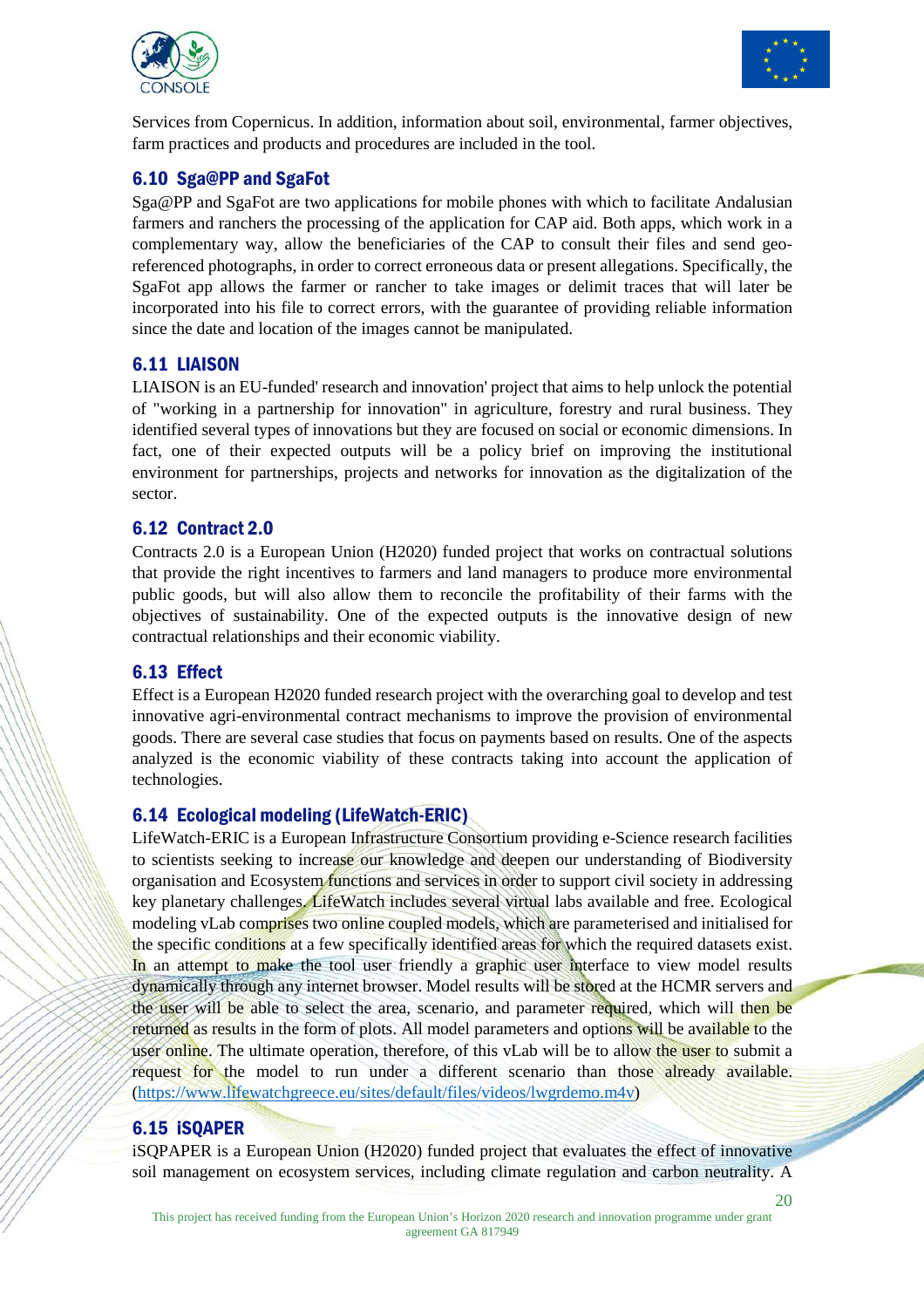Services from Copernicus. In addition, information about soil, environmental, farmer objectives, farm practices and products and procedures are included in the tool.

## 6.10 Sga@PP and SgaFot

Sga@PP and SgaFot are two applications for mobile phones with which to facilitate Andalusian farmers and ranchers the processing of the application for CAP aid. Both apps, which work in a complementary way, allow the beneficiaries of the CAP to consult their files and send geo-referenced photographs, in order to correct erroneous data or present allegations. Specifically, the SgaFot app allows the farmer or rancher to take images or delimit traces that will later be incorporated into his file to correct errors, with the guarantee of providing reliable information since the date and location of the images cannot be manipulated.

## 6.11 LIAISON

LIAISON is an EU-funded' research and innovation' project that aims to help unlock the potential of "working in a partnership for innovation" in agriculture, forestry and rural business. They identified several types of innovations but they are focused on social or economic dimensions. In fact, one of their expected outputs will be a policy brief on improving the institutional environment for partnerships, projects and networks for innovation as the digitalization of the sector.

## 6.12 Contract 2.0

Contracts 2.0 is a European Union (H2020) funded project that works on contractual solutions that provide the right incentives to farmers and land managers to produce more environmental public goods, but will also allow them to reconcile the profitability of their farms with the objectives of sustainability. One of the expected outputs is the innovative design of new contractual relationships and their economic viability.

## 6.13 Effect

Effect is a European H2020 funded research project with the overarching goal to develop and test innovative agri-environmental contract mechanisms to improve the provision of environmental goods. There are several case studies that focus on payments based on results. One of the aspects analyzed is the economic viability of these contracts taking into account the application of technologies.

## 6.14 Ecological modeling (LifeWatch-ERIC)

LifeWatch-ERIC is a European Infrastructure Consortium providing e-Science research facilities to scientists seeking to increase our knowledge and deepen our understanding of Biodiversity organisation and Ecosystem functions and services in order to support civil society in addressing key planetary challenges. LifeWatch includes several virtual labs available and free. Ecological modeling vLab comprises two online coupled models, which are parameterised and initialised for the specific conditions at a few specifically identified areas for which the required datasets exist. In an attempt to make the tool user friendly a graphic user interface to view model results dynamically through any internet browser. Model results will be stored at the HCMR servers and the user will be able to select the area, scenario, and parameter required, which will then be returned as results in the form of plots. All model parameters and options will be available to the user online. The ultimate operation, therefore, of this vLab will be to allow the user to submit a request for the model to run under a different scenario than those already available. (https://www.lifewatchgreece.eu/sites/default/files/videos/lwgrdemo.m4v)

## 6.15 iSQAPER

iSQPAPER is a European Union (H2020) funded project that evaluates the effect of innovative soil management on ecosystem services, including climate regulation and carbon neutrality. A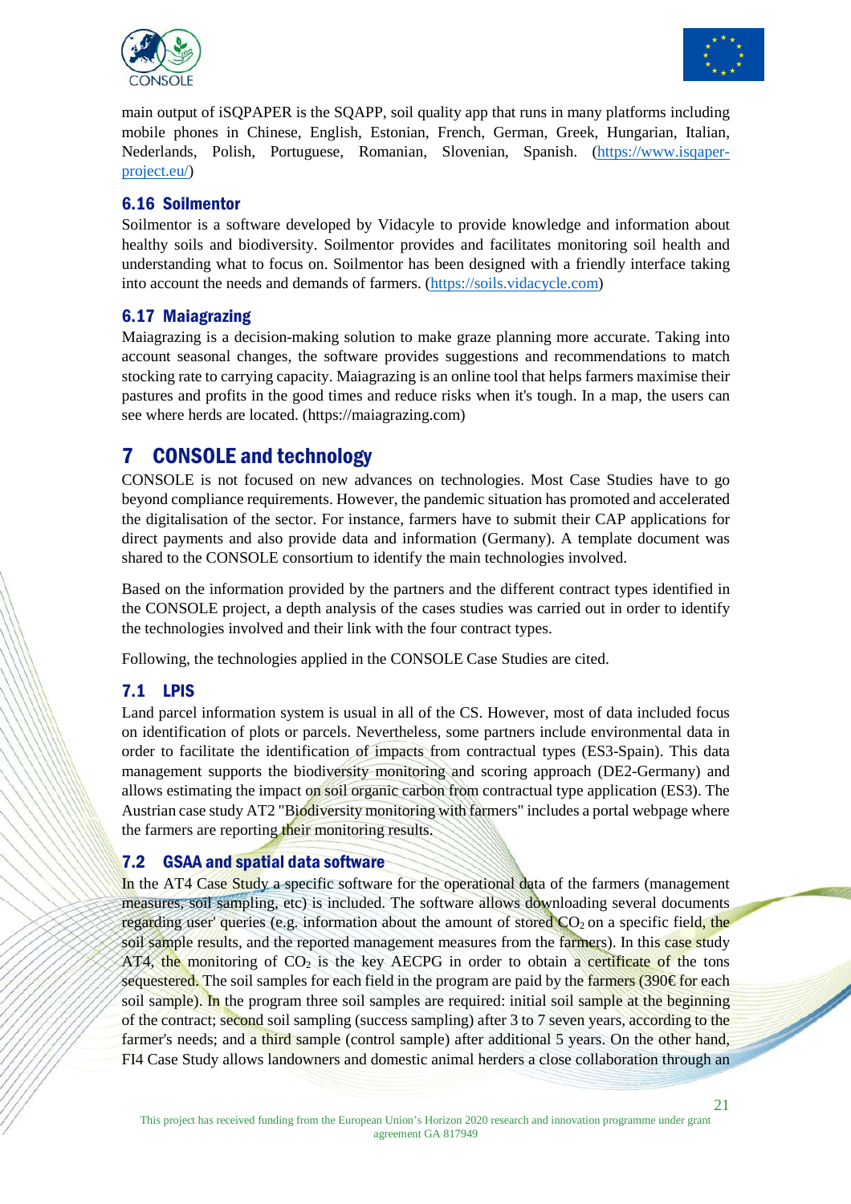main output of iSQPAPER is the SQAPP, soil quality app that runs in many platforms including mobile phones in Chinese, English, Estonian, French, German, Greek, Hungarian, Italian, Nederlands, Polish, Portuguese, Romanian, Slovenian, Spanish. (https://www.isqaper-project.eu/)

### 6.16 Soilmentor

Soilmentor is a software developed by Vidacyle to provide knowledge and information about healthy soils and biodiversity. Soilmentor provides and facilitates monitoring soil health and understanding what to focus on. Soilmentor has been designed with a friendly interface taking into account the needs and demands of farmers. (https://soils.vidacycle.com)

### 6.17 Maiagrazing

Maiagrazing is a decision-making solution to make graze planning more accurate. Taking into account seasonal changes, the software provides suggestions and recommendations to match stocking rate to carrying capacity. Maiagrazing is an online tool that helps farmers maximise their pastures and profits in the good times and reduce risks when it's tough. In a map, the users can see where herds are located. (https://maiagrazing.com)

## 7 CONSOLE and technology

CONSOLE is not focused on new advances on technologies. Most Case Studies have to go beyond compliance requirements. However, the pandemic situation has promoted and accelerated the digitalisation of the sector. For instance, farmers have to submit their CAP applications for direct payments and also provide data and information (Germany). A template document was shared to the CONSOLE consortium to identify the main technologies involved.

Based on the information provided by the partners and the different contract types identified in the CONSOLE project, a depth analysis of the cases studies was carried out in order to identify the technologies involved and their link with the four contract types.

Following, the technologies applied in the CONSOLE Case Studies are cited.

### 7.1 LPIS

Land parcel information system is usual in all of the CS. However, most of data included focus on identification of plots or parcels. Nevertheless, some partners include environmental data in order to facilitate the identification of impacts from contractual types (ES3-Spain). This data management supports the biodiversity monitoring and scoring approach (DE2-Germany) and allows estimating the impact on soil organic carbon from contractual type application (ES3). The Austrian case study AT2 "Biodiversity monitoring with farmers" includes a portal webpage where the farmers are reporting their monitoring results.

### 7.2 GSAA and spatial data software

In the AT4 Case Study a specific software for the operational data of the farmers (management measures, soil sampling, etc) is included. The software allows downloading several documents regarding user' queries (e.g. information about the amount of stored $CO_2$ on a specific field, the soil sample results, and the reported management measures from the farmers). In this case study AT4, the monitoring of $CO_2$ is the key AECPG in order to obtain a certificate of the tons sequestered. The soil samples for each field in the program are paid by the farmers (390€ for each soil sample). In the program three soil samples are required: initial soil sample at the beginning of the contract; second soil sampling (success sampling) after 3 to 7 seven years, according to the farmer's needs; and a third sample (control sample) after additional 5 years. On the other hand, FI4 Case Study allows landowners and domestic animal herders a close collaboration through an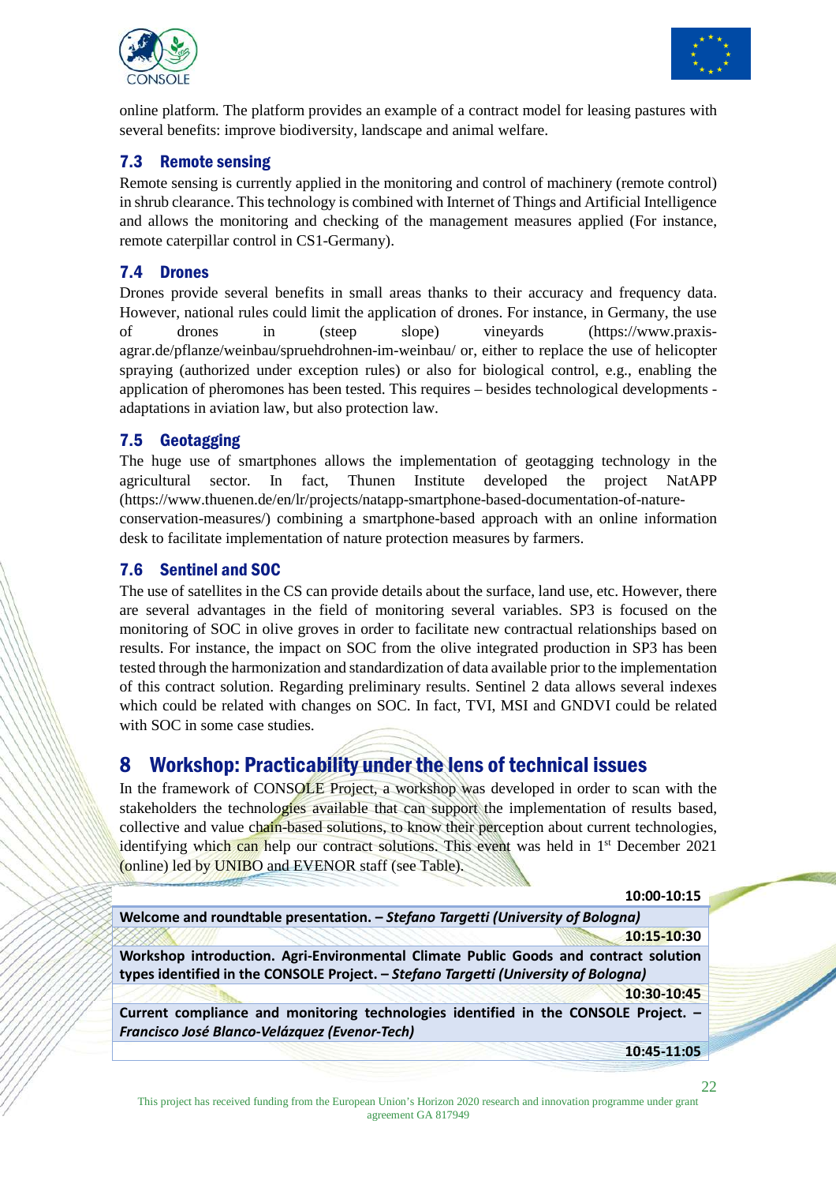online platform. The platform provides an example of a contract model for leasing pastures with several benefits: improve biodiversity, landscape and animal welfare.

## 7.3 Remote sensing

Remote sensing is currently applied in the monitoring and control of machinery (remote control) in shrub clearance. This technology is combined with Internet of Things and Artificial Intelligence and allows the monitoring and checking of the management measures applied (For instance, remote caterpillar control in CS1-Germany).

## 7.4 Drones

Drones provide several benefits in small areas thanks to their accuracy and frequency data. However, national rules could limit the application of drones. For instance, in Germany, the use of drones in (steep slope) vineyards (https://www.praxis-agrar.de/pflanze/weinbau/spruehdrohnen-im-weinbau/ or, either to replace the use of helicopter spraying (authorized under exception rules) or also for biological control, e.g., enabling the application of pheromones has been tested. This requires – besides technological developments - adaptations in aviation law, but also protection law.

## 7.5 Geotagging

The huge use of smartphones allows the implementation of geotagging technology in the agricultural sector. In fact, Thunen Institute developed the project NatAPP (https://www.thuenen.de/en/lr/projects/natapp-smartphone-based-documentation-of-nature-conservation-measures/) combining a smartphone-based approach with an online information desk to facilitate implementation of nature protection measures by farmers.

## 7.6 Sentinel and SOC

The use of satellites in the CS can provide details about the surface, land use, etc. However, there are several advantages in the field of monitoring several variables. SP3 is focused on the monitoring of SOC in olive groves in order to facilitate new contractual relationships based on results. For instance, the impact on SOC from the olive integrated production in SP3 has been tested through the harmonization and standardization of data available prior to the implementation of this contract solution. Regarding preliminary results. Sentinel 2 data allows several indexes which could be related with changes on SOC. In fact, TVI, MSI and GNDVI could be related with SOC in some case studies.

# 8 Workshop: Practicability under the lens of technical issues

In the framework of CONSOLE Project, a workshop was developed in order to scan with the stakeholders the technologies available that can support the implementation of results based, collective and value chain-based solutions, to know their perception about current technologies, identifying which can help our contract solutions. This event was held in 1st December 2021 (online) led by UNIBO and EVENOR staff (see Table).

| 10:00-10:15 |
|---|
| **Welcome and roundtable presentation. – *Stefano Targetti (University of Bologna)*** |
| **10:15-10:30** |
| **Workshop introduction. Agri-Environmental Climate Public Goods and contract solution types identified in the CONSOLE Project. – *Stefano Targetti (University of Bologna)*** |
| **10:30-10:45** |
| **Current compliance and monitoring technologies identified in the CONSOLE Project. – *Francisco José Blanco-Velázquez (Evenor-Tech)*** |
| **10:45-11:05** |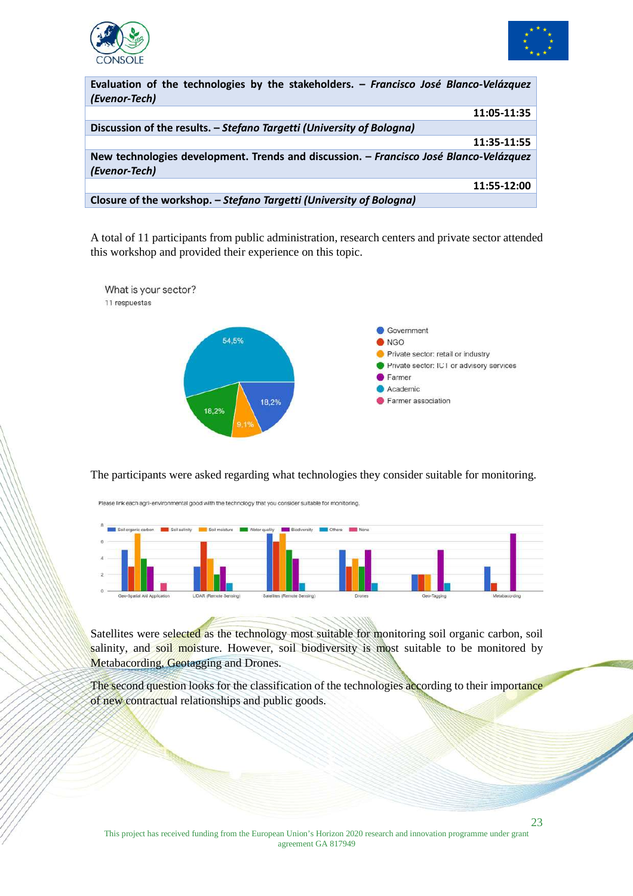| | |
|---|---|
| **Evaluation of the technologies by the stakeholders. –** ***Francisco José Blanco-Velázquez (Evenor-Tech)*** | |
| | **11:05-11:35** |
| **Discussion of the results. –** ***Stefano Targetti (University of Bologna)*** | |
| | **11:35-11:55** |
| **New technologies development. Trends and discussion. –** ***Francisco José Blanco-Velázquez (Evenor-Tech)*** | |
| | **11:55-12:00** |
| **Closure of the workshop. –** ***Stefano Targetti (University of Bologna)*** | |

A total of 11 participants from public administration, research centers and private sector attended this workshop and provided their experience on this topic.

What is your sector?
11 respuestas

- Government: 18,2%
- NGO
- Private sector: retail or industry: 9,1%
- Private sector: ICT or advisory services: 18,2%
- Farmer
- Academic: 54,5%
- Farmer association

The participants were asked regarding what technologies they consider suitable for monitoring.

Please link each agri-environmental good with the technology that you consider suitable for monitoring.

| | Soil organic carbon | Soil salinity | Soil moisture | Water quality | Biodiversity | Others | None |
|---|---|---|---|---|---|---|---|
| Geo-Spatial Aid Application | 5 | 3 | 7 | 4 | 3 | 0 | 1 |
| LIDAR (Remote Sensing) | 3 | 6 | 4 | 2 | 3 | 1 | 0 |
| Satellites (Remote Sensing) | 7 | 6 | 7 | 5 | 4 | 1 | 0 |
| Drones | 5 | 3 | 4 | 3 | 5 | 1 | 0 |
| Geo-Tagging | 2 | 2 | 2 | 0 | 5 | 1 | 0 |
| Metabacording | 3 | 1 | 0 | 0 | 7 | 0 | 0 |

Satellites were selected as the technology most suitable for monitoring soil organic carbon, soil salinity, and soil moisture. However, soil biodiversity is most suitable to be monitored by Metabacording, Geotagging and Drones.

The second question looks for the classification of the technologies according to their importance of new contractual relationships and public goods.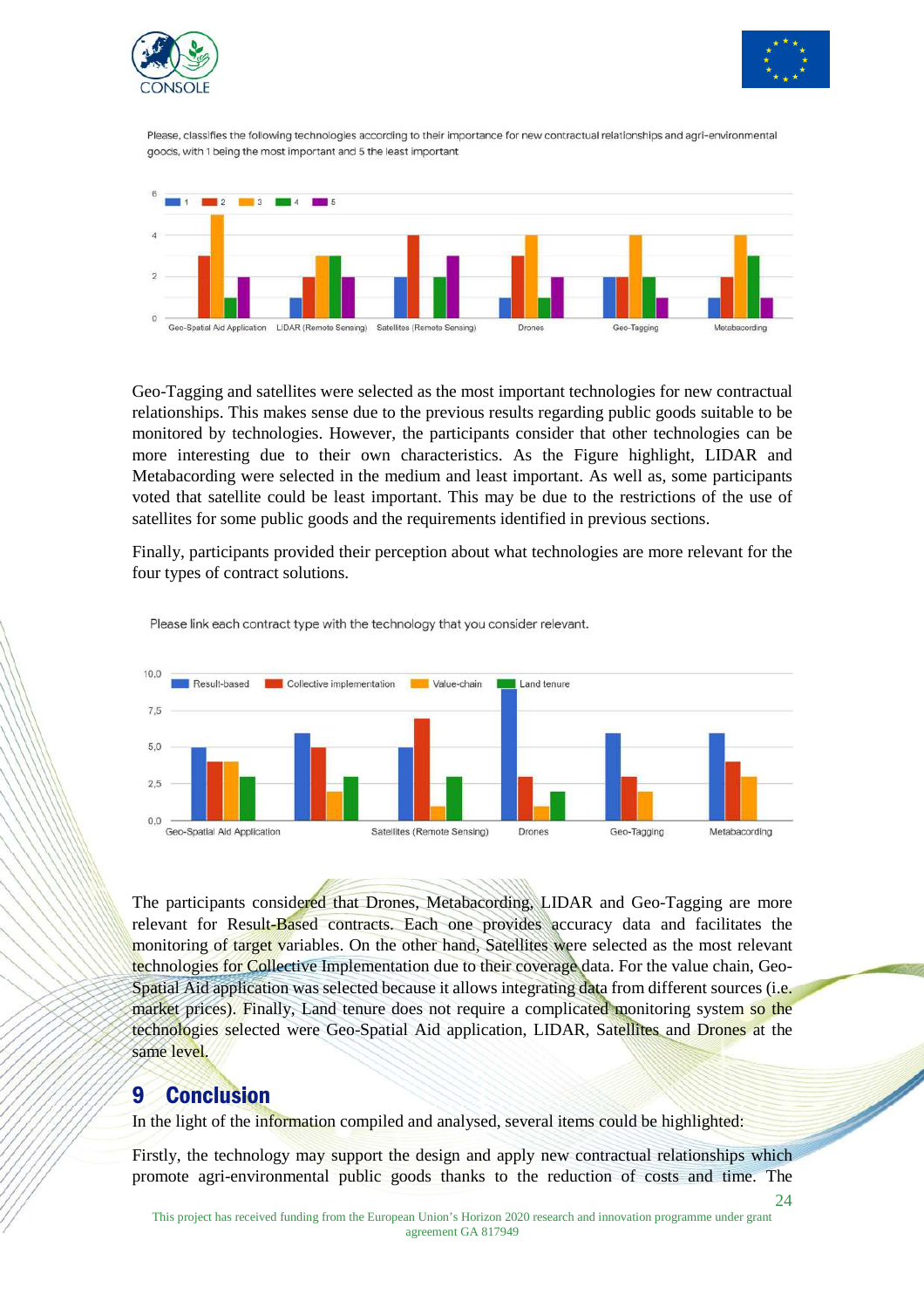Please, classifies the following technologies according to their importance for new contractual relationships and agri-environmental goods, with 1 being the most important and 5 the least important

| | 1 | 2 | 3 | 4 | 5 |
|---|---|---|---|---|---|
| Geo-Spatial Aid Application | 0 | 3 | 5 | 1 | 2 |
| LIDAR (Remote Sensing) | 1 | 2 | 3 | 3 | 2 |
| Satellites (Remote Sensing) | 2 | 4 | 0 | 2 | 3 |
| Drones | 1 | 3 | 4 | 1 | 2 |
| Geo-Tagging | 2 | 2 | 4 | 2 | 1 |
| Metabacording | 1 | 2 | 4 | 3 | 1 |

Geo-Tagging and satellites were selected as the most important technologies for new contractual relationships. This makes sense due to the previous results regarding public goods suitable to be monitored by technologies. However, the participants consider that other technologies can be more interesting due to their own characteristics. As the Figure highlight, LIDAR and Metabacording were selected in the medium and least important. As well as, some participants voted that satellite could be least important. This may be due to the restrictions of the use of satellites for some public goods and the requirements identified in previous sections.

Finally, participants provided their perception about what technologies are more relevant for the four types of contract solutions.

Please link each contract type with the technology that you consider relevant.

| | Result-based | Collective implementation | Value-chain | Land tenure |
|---|---|---|---|---|
| Geo-Spatial Aid Application | 5 | 4 | 4 | 3 |
| | 6 | 5 | 2 | 3 |
| Satellites (Remote Sensing) | 5 | 7 | 1 | 3 |
| Drones | 9 | 3 | 1 | 2 |
| Geo-Tagging | 6 | 3 | 2 | |
| Metabacording | 6 | 4 | 3 | |

The participants considered that Drones, Metabacording, LIDAR and Geo-Tagging are more relevant for Result-Based contracts. Each one provides accuracy data and facilitates the monitoring of target variables. On the other hand, Satellites were selected as the most relevant technologies for Collective Implementation due to their coverage data. For the value chain, Geo-Spatial Aid application was selected because it allows integrating data from different sources (i.e. market prices). Finally, Land tenure does not require a complicated monitoring system so the technologies selected were Geo-Spatial Aid application, LIDAR, Satellites and Drones at the same level.

# 9 Conclusion

In the light of the information compiled and analysed, several items could be highlighted:

Firstly, the technology may support the design and apply new contractual relationships which promote agri-environmental public goods thanks to the reduction of costs and time. The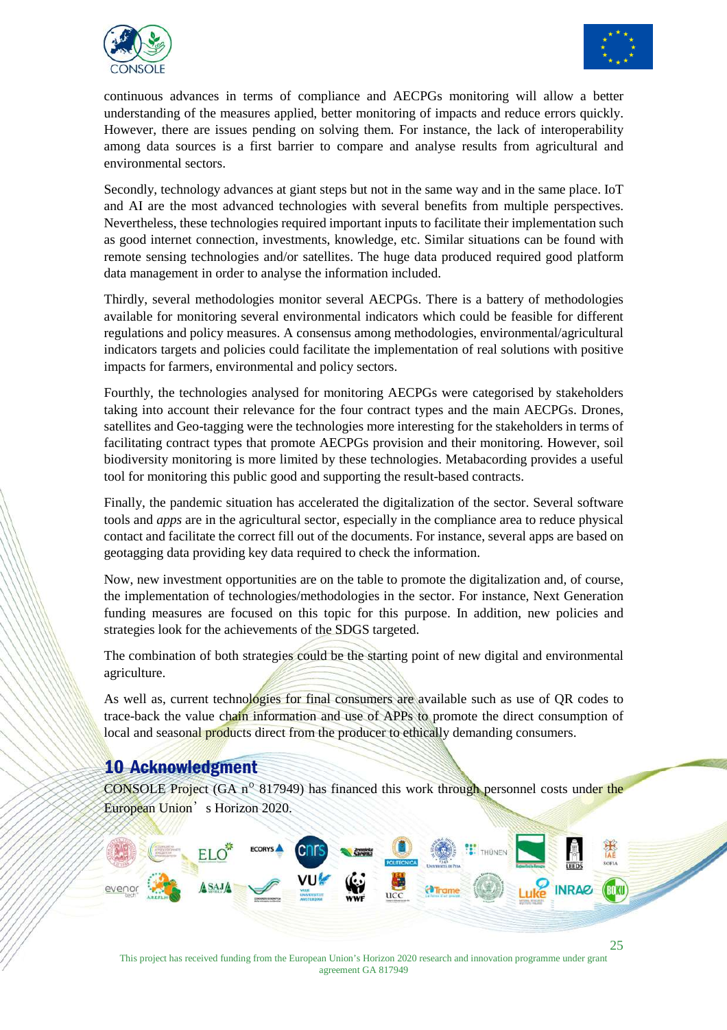continuous advances in terms of compliance and AECPGs monitoring will allow a better understanding of the measures applied, better monitoring of impacts and reduce errors quickly. However, there are issues pending on solving them. For instance, the lack of interoperability among data sources is a first barrier to compare and analyse results from agricultural and environmental sectors.

Secondly, technology advances at giant steps but not in the same way and in the same place. IoT and AI are the most advanced technologies with several benefits from multiple perspectives. Nevertheless, these technologies required important inputs to facilitate their implementation such as good internet connection, investments, knowledge, etc. Similar situations can be found with remote sensing technologies and/or satellites. The huge data produced required good platform data management in order to analyse the information included.

Thirdly, several methodologies monitor several AECPGs. There is a battery of methodologies available for monitoring several environmental indicators which could be feasible for different regulations and policy measures. A consensus among methodologies, environmental/agricultural indicators targets and policies could facilitate the implementation of real solutions with positive impacts for farmers, environmental and policy sectors.

Fourthly, the technologies analysed for monitoring AECPGs were categorised by stakeholders taking into account their relevance for the four contract types and the main AECPGs. Drones, satellites and Geo-tagging were the technologies more interesting for the stakeholders in terms of facilitating contract types that promote AECPGs provision and their monitoring. However, soil biodiversity monitoring is more limited by these technologies. Metabacording provides a useful tool for monitoring this public good and supporting the result-based contracts.

Finally, the pandemic situation has accelerated the digitalization of the sector. Several software tools and *apps* are in the agricultural sector, especially in the compliance area to reduce physical contact and facilitate the correct fill out of the documents. For instance, several apps are based on geotagging data providing key data required to check the information.

Now, new investment opportunities are on the table to promote the digitalization and, of course, the implementation of technologies/methodologies in the sector. For instance, Next Generation funding measures are focused on this topic for this purpose. In addition, new policies and strategies look for the achievements of the SDGS targeted.

The combination of both strategies could be the starting point of new digital and environmental agriculture.

As well as, current technologies for final consumers are available such as use of QR codes to trace-back the value chain information and use of APPs to promote the direct consumption of local and seasonal products direct from the producer to ethically demanding consumers.

# 10 Acknowledgment

CONSOLE Project (GA n° 817949) has financed this work through personnel costs under the European Union's Horizon 2020.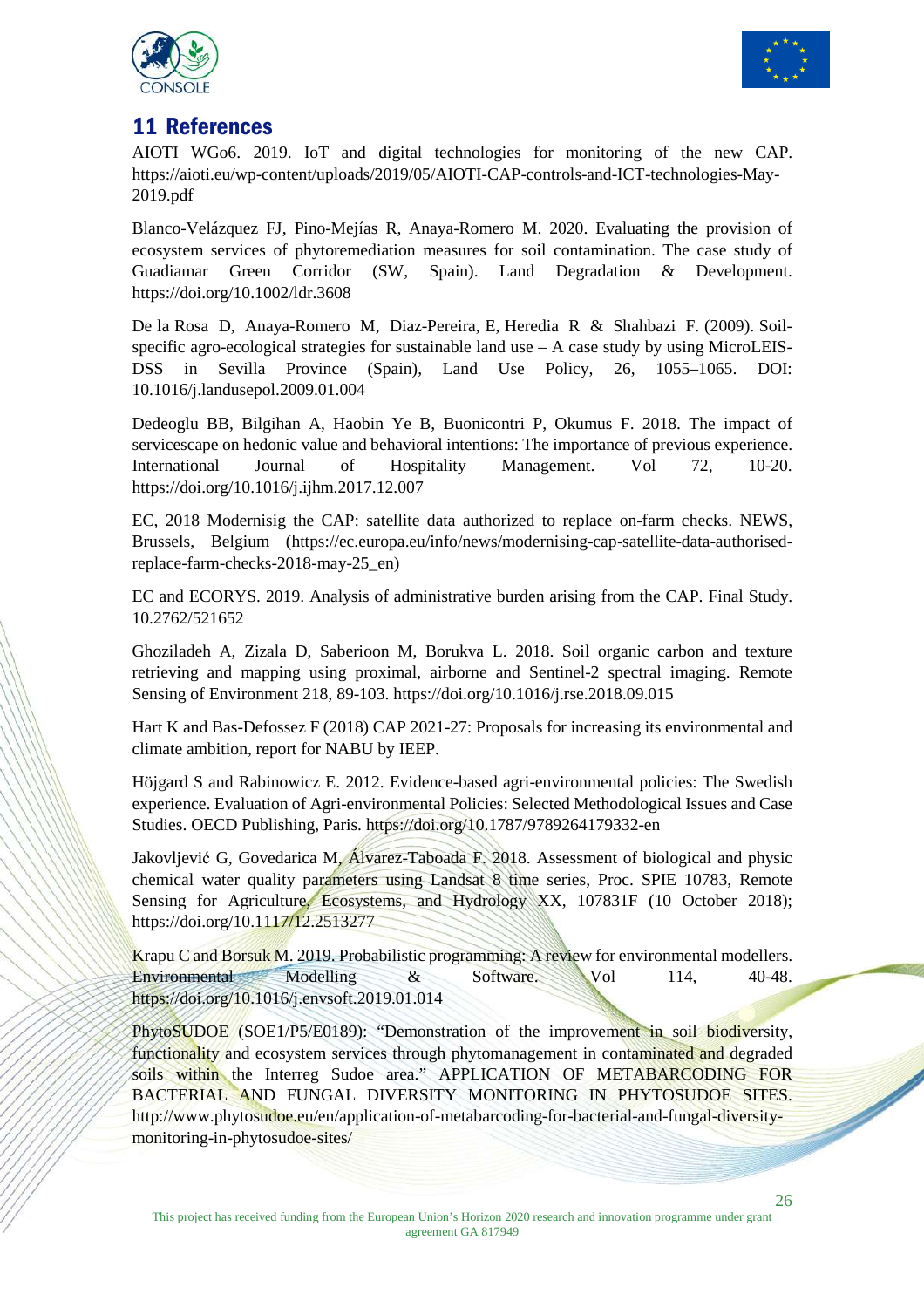# 11 References

AIOTI WGo6. 2019. IoT and digital technologies for monitoring of the new CAP. https://aioti.eu/wp-content/uploads/2019/05/AIOTI-CAP-controls-and-ICT-technologies-May-2019.pdf

Blanco-Velázquez FJ, Pino-Mejías R, Anaya-Romero M. 2020. Evaluating the provision of ecosystem services of phytoremediation measures for soil contamination. The case study of Guadiamar Green Corridor (SW, Spain). Land Degradation & Development. https://doi.org/10.1002/ldr.3608

De la Rosa D, Anaya-Romero M, Diaz-Pereira, E, Heredia R & Shahbazi F. (2009). Soil-specific agro-ecological strategies for sustainable land use – A case study by using MicroLEIS-DSS in Sevilla Province (Spain), Land Use Policy, 26, 1055–1065. DOI: 10.1016/j.landusepol.2009.01.004

Dedeoglu BB, Bilgihan A, Haobin Ye B, Buonicontri P, Okumus F. 2018. The impact of servicescape on hedonic value and behavioral intentions: The importance of previous experience. International Journal of Hospitality Management. Vol 72, 10-20. https://doi.org/10.1016/j.ijhm.2017.12.007

EC, 2018 Modernisig the CAP: satellite data authorized to replace on-farm checks. NEWS, Brussels, Belgium (https://ec.europa.eu/info/news/modernising-cap-satellite-data-authorised-replace-farm-checks-2018-may-25_en)

EC and ECORYS. 2019. Analysis of administrative burden arising from the CAP. Final Study. 10.2762/521652

Ghoziladeh A, Zizala D, Saberioon M, Borukva L. 2018. Soil organic carbon and texture retrieving and mapping using proximal, airborne and Sentinel-2 spectral imaging. Remote Sensing of Environment 218, 89-103. https://doi.org/10.1016/j.rse.2018.09.015

Hart K and Bas-Defossez F (2018) CAP 2021-27: Proposals for increasing its environmental and climate ambition, report for NABU by IEEP.

Höjgard S and Rabinowicz E. 2012. Evidence-based agri-environmental policies: The Swedish experience. Evaluation of Agri-environmental Policies: Selected Methodological Issues and Case Studies. OECD Publishing, Paris. https://doi.org/10.1787/9789264179332-en

Jakovljević G, Govedarica M, Álvarez-Taboada F. 2018. Assessment of biological and physic chemical water quality parameters using Landsat 8 time series, Proc. SPIE 10783, Remote Sensing for Agriculture, Ecosystems, and Hydrology XX, 107831F (10 October 2018); https://doi.org/10.1117/12.2513277

Krapu C and Borsuk M. 2019. Probabilistic programming: A review for environmental modellers. Environmental Modelling & Software. Vol 114, 40-48. https://doi.org/10.1016/j.envsoft.2019.01.014

PhytoSUDOE (SOE1/P5/E0189): "Demonstration of the improvement in soil biodiversity, functionality and ecosystem services through phytomanagement in contaminated and degraded soils within the Interreg Sudoe area." APPLICATION OF METABARCODING FOR BACTERIAL AND FUNGAL DIVERSITY MONITORING IN PHYTOSUDOE SITES. http://www.phytosudoe.eu/en/application-of-metabarcoding-for-bacterial-and-fungal-diversity-monitoring-in-phytosudoe-sites/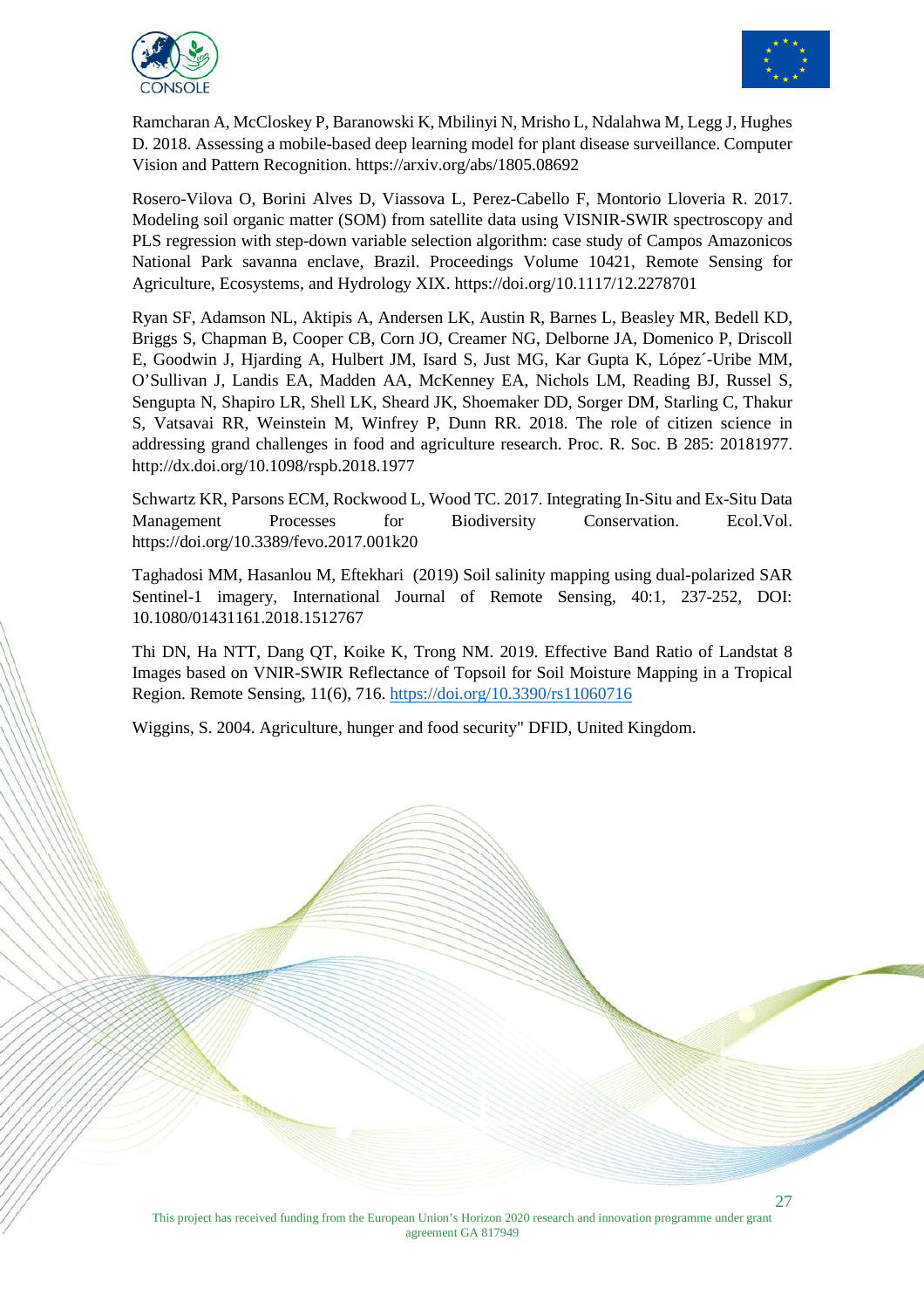Ramcharan A, McCloskey P, Baranowski K, Mbilinyi N, Mrisho L, Ndalahwa M, Legg J, Hughes D. 2018. Assessing a mobile-based deep learning model for plant disease surveillance. Computer Vision and Pattern Recognition. https://arxiv.org/abs/1805.08692

Rosero-Vilova O, Borini Alves D, Viassova L, Perez-Cabello F, Montorio Lloveria R. 2017. Modeling soil organic matter (SOM) from satellite data using VISNIR-SWIR spectroscopy and PLS regression with step-down variable selection algorithm: case study of Campos Amazonicos National Park savanna enclave, Brazil. Proceedings Volume 10421, Remote Sensing for Agriculture, Ecosystems, and Hydrology XIX. https://doi.org/10.1117/12.2278701

Ryan SF, Adamson NL, Aktipis A, Andersen LK, Austin R, Barnes L, Beasley MR, Bedell KD, Briggs S, Chapman B, Cooper CB, Corn JO, Creamer NG, Delborne JA, Domenico P, Driscoll E, Goodwin J, Hjarding A, Hulbert JM, Isard S, Just MG, Kar Gupta K, López´-Uribe MM, O'Sullivan J, Landis EA, Madden AA, McKenney EA, Nichols LM, Reading BJ, Russel S, Sengupta N, Shapiro LR, Shell LK, Sheard JK, Shoemaker DD, Sorger DM, Starling C, Thakur S, Vatsavai RR, Weinstein M, Winfrey P, Dunn RR. 2018. The role of citizen science in addressing grand challenges in food and agriculture research. Proc. R. Soc. B 285: 20181977. http://dx.doi.org/10.1098/rspb.2018.1977

Schwartz KR, Parsons ECM, Rockwood L, Wood TC. 2017. Integrating In-Situ and Ex-Situ Data Management Processes for Biodiversity Conservation. Ecol.Vol. https://doi.org/10.3389/fevo.2017.001k20

Taghadosi MM, Hasanlou M, Eftekhari (2019) Soil salinity mapping using dual-polarized SAR Sentinel-1 imagery, International Journal of Remote Sensing, 40:1, 237-252, DOI: 10.1080/01431161.2018.1512767

Thi DN, Ha NTT, Dang QT, Koike K, Trong NM. 2019. Effective Band Ratio of Landstat 8 Images based on VNIR-SWIR Reflectance of Topsoil for Soil Moisture Mapping in a Tropical Region. Remote Sensing, 11(6), 716. https://doi.org/10.3390/rs11060716

Wiggins, S. 2004. Agriculture, hunger and food security" DFID, United Kingdom.